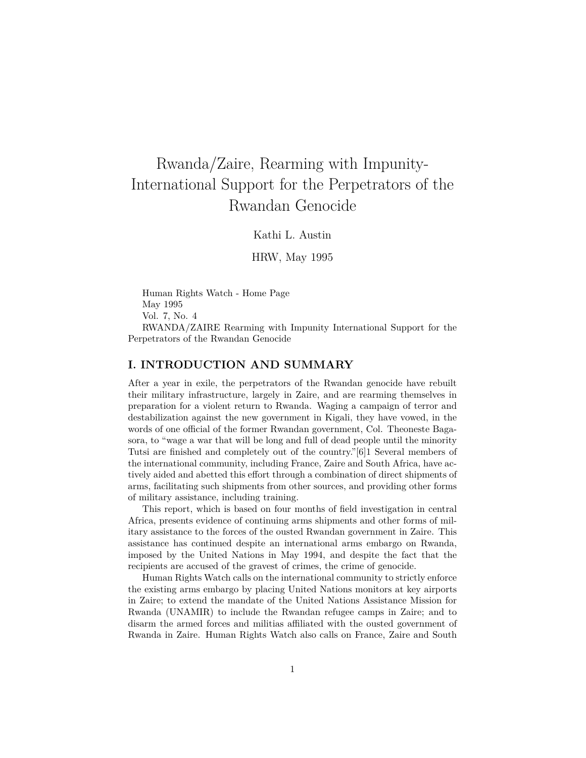# Rwanda/Zaire, Rearming with Impunity-International Support for the Perpetrators of the Rwandan Genocide

Kathi L. Austin

HRW, May 1995

Human Rights Watch - Home Page
May 1995
Vol. 7, No. 4
RWANDA/ZAIRE Rearming with Impunity International Support for the Perpetrators of the Rwandan Genocide

## I. INTRODUCTION AND SUMMARY

After a year in exile, the perpetrators of the Rwandan genocide have rebuilt their military infrastructure, largely in Zaire, and are rearming themselves in preparation for a violent return to Rwanda. Waging a campaign of terror and destabilization against the new government in Kigali, they have vowed, in the words of one official of the former Rwandan government, Col. Theoneste Bagasora, to "wage a war that will be long and full of dead people until the minority Tutsi are finished and completely out of the country."[6]1 Several members of the international community, including France, Zaire and South Africa, have actively aided and abetted this effort through a combination of direct shipments of arms, facilitating such shipments from other sources, and providing other forms of military assistance, including training.

This report, which is based on four months of field investigation in central Africa, presents evidence of continuing arms shipments and other forms of military assistance to the forces of the ousted Rwandan government in Zaire. This assistance has continued despite an international arms embargo on Rwanda, imposed by the United Nations in May 1994, and despite the fact that the recipients are accused of the gravest of crimes, the crime of genocide.

Human Rights Watch calls on the international community to strictly enforce the existing arms embargo by placing United Nations monitors at key airports in Zaire; to extend the mandate of the United Nations Assistance Mission for Rwanda (UNAMIR) to include the Rwandan refugee camps in Zaire; and to disarm the armed forces and militias affiliated with the ousted government of Rwanda in Zaire. Human Rights Watch also calls on France, Zaire and South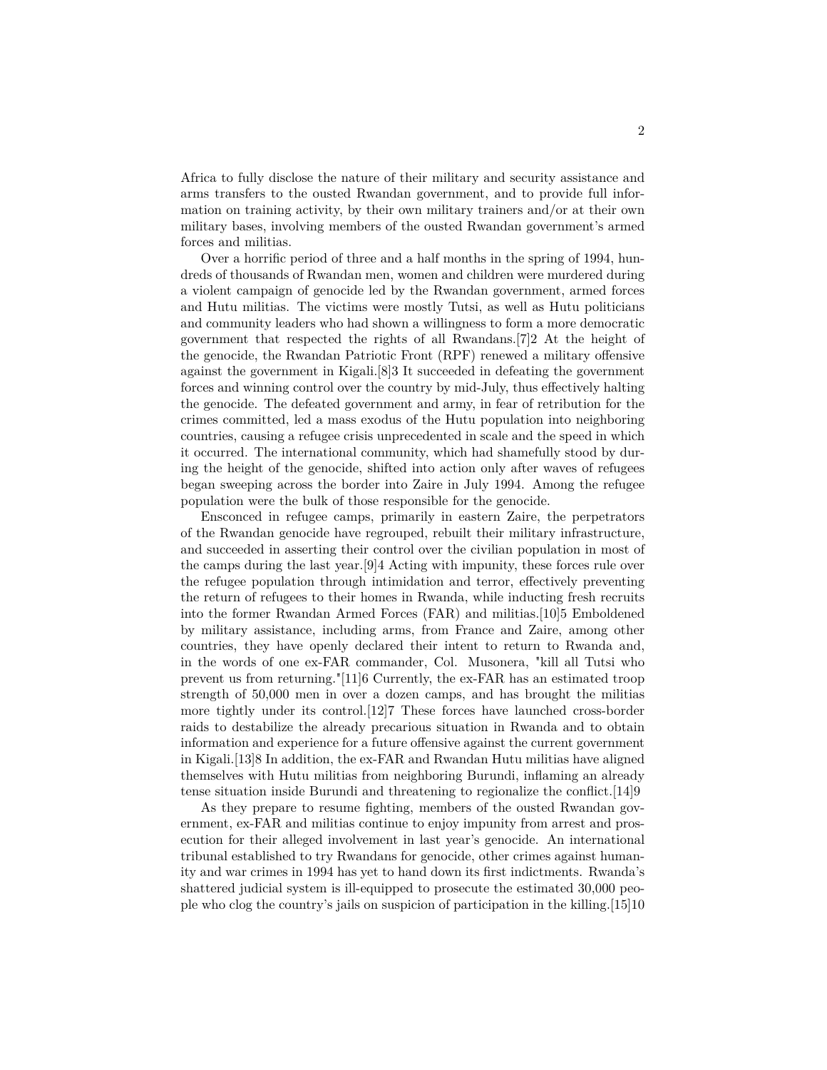Africa to fully disclose the nature of their military and security assistance and arms transfers to the ousted Rwandan government, and to provide full information on training activity, by their own military trainers and/or at their own military bases, involving members of the ousted Rwandan government's armed forces and militias.

Over a horrific period of three and a half months in the spring of 1994, hundreds of thousands of Rwandan men, women and children were murdered during a violent campaign of genocide led by the Rwandan government, armed forces and Hutu militias. The victims were mostly Tutsi, as well as Hutu politicians and community leaders who had shown a willingness to form a more democratic government that respected the rights of all Rwandans.[7]2 At the height of the genocide, the Rwandan Patriotic Front (RPF) renewed a military offensive against the government in Kigali.[8]3 It succeeded in defeating the government forces and winning control over the country by mid-July, thus effectively halting the genocide. The defeated government and army, in fear of retribution for the crimes committed, led a mass exodus of the Hutu population into neighboring countries, causing a refugee crisis unprecedented in scale and the speed in which it occurred. The international community, which had shamefully stood by during the height of the genocide, shifted into action only after waves of refugees began sweeping across the border into Zaire in July 1994. Among the refugee population were the bulk of those responsible for the genocide.

Ensconced in refugee camps, primarily in eastern Zaire, the perpetrators of the Rwandan genocide have regrouped, rebuilt their military infrastructure, and succeeded in asserting their control over the civilian population in most of the camps during the last year.[9]4 Acting with impunity, these forces rule over the refugee population through intimidation and terror, effectively preventing the return of refugees to their homes in Rwanda, while inducting fresh recruits into the former Rwandan Armed Forces (FAR) and militias.[10]5 Emboldened by military assistance, including arms, from France and Zaire, among other countries, they have openly declared their intent to return to Rwanda and, in the words of one ex-FAR commander, Col. Musonera, "kill all Tutsi who prevent us from returning."[11]6 Currently, the ex-FAR has an estimated troop strength of 50,000 men in over a dozen camps, and has brought the militias more tightly under its control.[12]7 These forces have launched cross-border raids to destabilize the already precarious situation in Rwanda and to obtain information and experience for a future offensive against the current government in Kigali.[13]8 In addition, the ex-FAR and Rwandan Hutu militias have aligned themselves with Hutu militias from neighboring Burundi, inflaming an already tense situation inside Burundi and threatening to regionalize the conflict.[14]9

As they prepare to resume fighting, members of the ousted Rwandan government, ex-FAR and militias continue to enjoy impunity from arrest and prosecution for their alleged involvement in last year's genocide. An international tribunal established to try Rwandans for genocide, other crimes against humanity and war crimes in 1994 has yet to hand down its first indictments. Rwanda's shattered judicial system is ill-equipped to prosecute the estimated 30,000 people who clog the country's jails on suspicion of participation in the killing.[15]10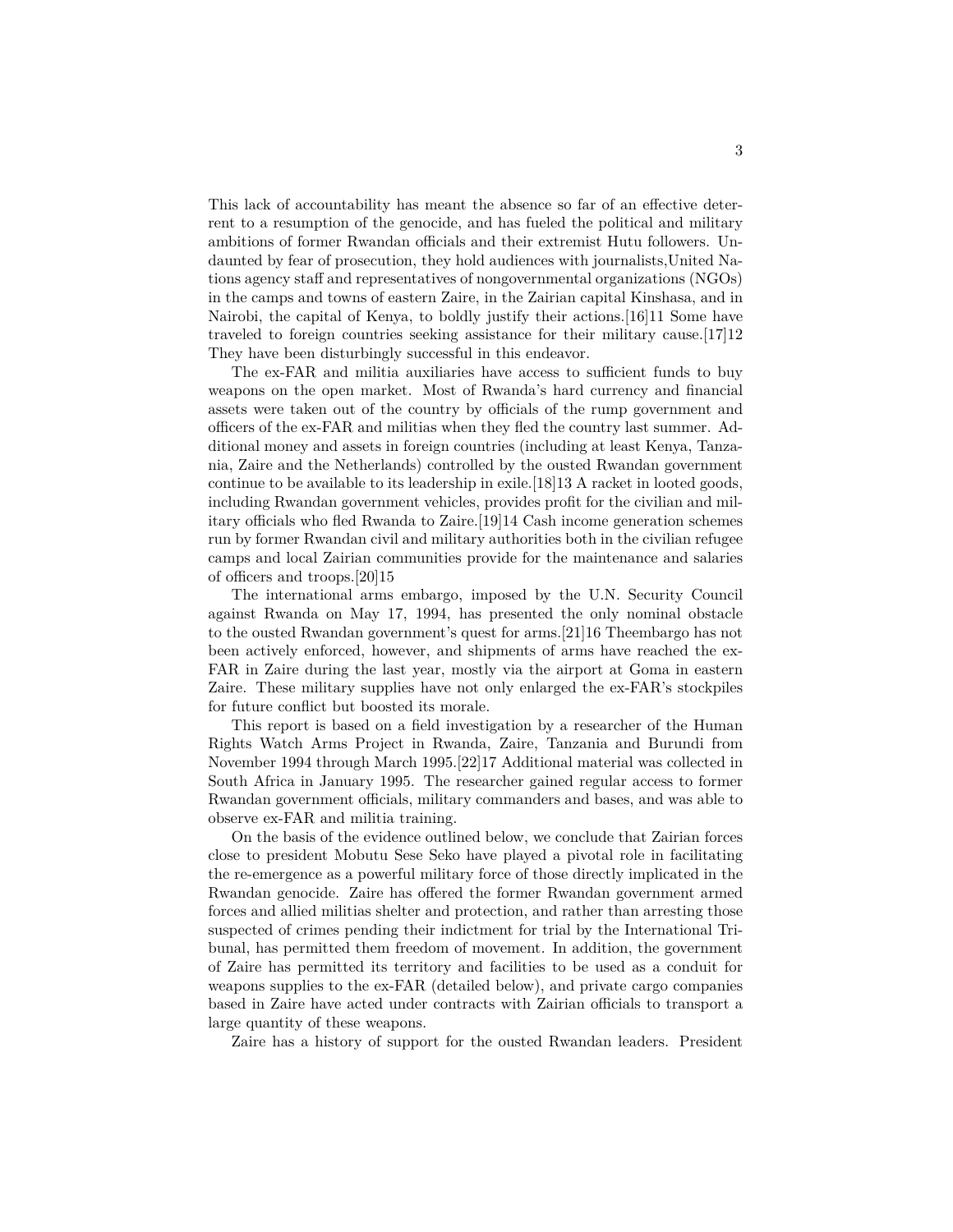This lack of accountability has meant the absence so far of an effective deterrent to a resumption of the genocide, and has fueled the political and military ambitions of former Rwandan officials and their extremist Hutu followers. Undaunted by fear of prosecution, they hold audiences with journalists,United Nations agency staff and representatives of nongovernmental organizations (NGOs) in the camps and towns of eastern Zaire, in the Zairian capital Kinshasa, and in Nairobi, the capital of Kenya, to boldly justify their actions.[16]11 Some have traveled to foreign countries seeking assistance for their military cause.[17]12 They have been disturbingly successful in this endeavor.

The ex-FAR and militia auxiliaries have access to sufficient funds to buy weapons on the open market. Most of Rwanda's hard currency and financial assets were taken out of the country by officials of the rump government and officers of the ex-FAR and militias when they fled the country last summer. Additional money and assets in foreign countries (including at least Kenya, Tanzania, Zaire and the Netherlands) controlled by the ousted Rwandan government continue to be available to its leadership in exile.[18]13 A racket in looted goods, including Rwandan government vehicles, provides profit for the civilian and military officials who fled Rwanda to Zaire.[19]14 Cash income generation schemes run by former Rwandan civil and military authorities both in the civilian refugee camps and local Zairian communities provide for the maintenance and salaries of officers and troops.[20]15

The international arms embargo, imposed by the U.N. Security Council against Rwanda on May 17, 1994, has presented the only nominal obstacle to the ousted Rwandan government's quest for arms.[21]16 Theembargo has not been actively enforced, however, and shipments of arms have reached the ex-FAR in Zaire during the last year, mostly via the airport at Goma in eastern Zaire. These military supplies have not only enlarged the ex-FAR's stockpiles for future conflict but boosted its morale.

This report is based on a field investigation by a researcher of the Human Rights Watch Arms Project in Rwanda, Zaire, Tanzania and Burundi from November 1994 through March 1995.[22]17 Additional material was collected in South Africa in January 1995. The researcher gained regular access to former Rwandan government officials, military commanders and bases, and was able to observe ex-FAR and militia training.

On the basis of the evidence outlined below, we conclude that Zairian forces close to president Mobutu Sese Seko have played a pivotal role in facilitating the re-emergence as a powerful military force of those directly implicated in the Rwandan genocide. Zaire has offered the former Rwandan government armed forces and allied militias shelter and protection, and rather than arresting those suspected of crimes pending their indictment for trial by the International Tribunal, has permitted them freedom of movement. In addition, the government of Zaire has permitted its territory and facilities to be used as a conduit for weapons supplies to the ex-FAR (detailed below), and private cargo companies based in Zaire have acted under contracts with Zairian officials to transport a large quantity of these weapons.

Zaire has a history of support for the ousted Rwandan leaders. President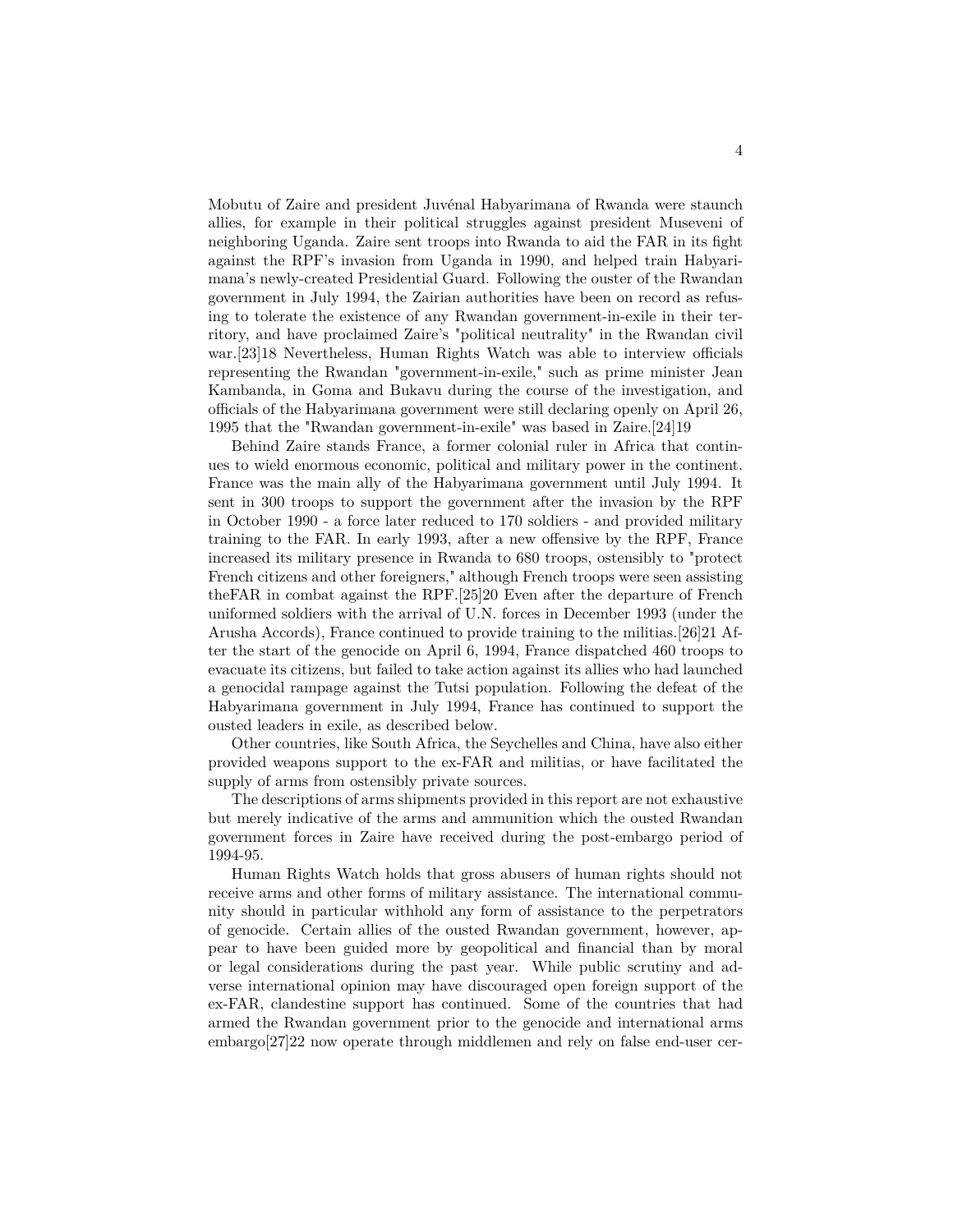Mobutu of Zaire and president Juvénal Habyarimana of Rwanda were staunch allies, for example in their political struggles against president Museveni of neighboring Uganda. Zaire sent troops into Rwanda to aid the FAR in its fight against the RPF's invasion from Uganda in 1990, and helped train Habyarimana's newly-created Presidential Guard. Following the ouster of the Rwandan government in July 1994, the Zairian authorities have been on record as refusing to tolerate the existence of any Rwandan government-in-exile in their territory, and have proclaimed Zaire's "political neutrality" in the Rwandan civil war.[23]18 Nevertheless, Human Rights Watch was able to interview officials representing the Rwandan "government-in-exile," such as prime minister Jean Kambanda, in Goma and Bukavu during the course of the investigation, and officials of the Habyarimana government were still declaring openly on April 26, 1995 that the "Rwandan government-in-exile" was based in Zaire.[24]19

Behind Zaire stands France, a former colonial ruler in Africa that continues to wield enormous economic, political and military power in the continent. France was the main ally of the Habyarimana government until July 1994. It sent in 300 troops to support the government after the invasion by the RPF in October 1990 - a force later reduced to 170 soldiers - and provided military training to the FAR. In early 1993, after a new offensive by the RPF, France increased its military presence in Rwanda to 680 troops, ostensibly to "protect French citizens and other foreigners," although French troops were seen assisting theFAR in combat against the RPF.[25]20 Even after the departure of French uniformed soldiers with the arrival of U.N. forces in December 1993 (under the Arusha Accords), France continued to provide training to the militias.[26]21 After the start of the genocide on April 6, 1994, France dispatched 460 troops to evacuate its citizens, but failed to take action against its allies who had launched a genocidal rampage against the Tutsi population. Following the defeat of the Habyarimana government in July 1994, France has continued to support the ousted leaders in exile, as described below.

Other countries, like South Africa, the Seychelles and China, have also either provided weapons support to the ex-FAR and militias, or have facilitated the supply of arms from ostensibly private sources.

The descriptions of arms shipments provided in this report are not exhaustive but merely indicative of the arms and ammunition which the ousted Rwandan government forces in Zaire have received during the post-embargo period of 1994-95.

Human Rights Watch holds that gross abusers of human rights should not receive arms and other forms of military assistance. The international community should in particular withhold any form of assistance to the perpetrators of genocide. Certain allies of the ousted Rwandan government, however, appear to have been guided more by geopolitical and financial than by moral or legal considerations during the past year. While public scrutiny and adverse international opinion may have discouraged open foreign support of the ex-FAR, clandestine support has continued. Some of the countries that had armed the Rwandan government prior to the genocide and international arms embargo[27]22 now operate through middlemen and rely on false end-user cer-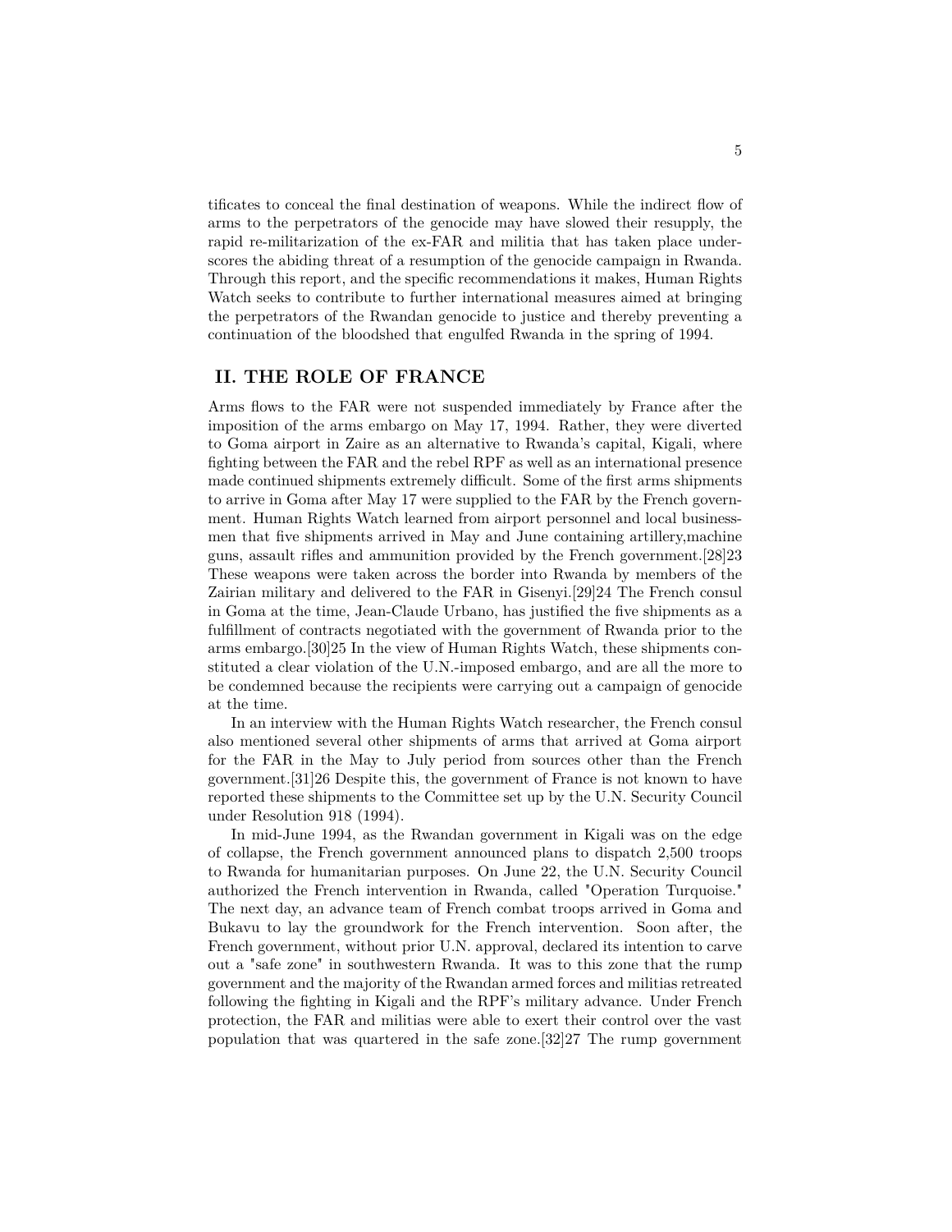tificates to conceal the final destination of weapons. While the indirect flow of arms to the perpetrators of the genocide may have slowed their resupply, the rapid re-militarization of the ex-FAR and militia that has taken place underscores the abiding threat of a resumption of the genocide campaign in Rwanda. Through this report, and the specific recommendations it makes, Human Rights Watch seeks to contribute to further international measures aimed at bringing the perpetrators of the Rwandan genocide to justice and thereby preventing a continuation of the bloodshed that engulfed Rwanda in the spring of 1994.

## II. THE ROLE OF FRANCE

Arms flows to the FAR were not suspended immediately by France after the imposition of the arms embargo on May 17, 1994. Rather, they were diverted to Goma airport in Zaire as an alternative to Rwanda's capital, Kigali, where fighting between the FAR and the rebel RPF as well as an international presence made continued shipments extremely difficult. Some of the first arms shipments to arrive in Goma after May 17 were supplied to the FAR by the French government. Human Rights Watch learned from airport personnel and local businessmen that five shipments arrived in May and June containing artillery,machine guns, assault rifles and ammunition provided by the French government.[28]23 These weapons were taken across the border into Rwanda by members of the Zairian military and delivered to the FAR in Gisenyi.[29]24 The French consul in Goma at the time, Jean-Claude Urbano, has justified the five shipments as a fulfillment of contracts negotiated with the government of Rwanda prior to the arms embargo.[30]25 In the view of Human Rights Watch, these shipments constituted a clear violation of the U.N.-imposed embargo, and are all the more to be condemned because the recipients were carrying out a campaign of genocide at the time.

In an interview with the Human Rights Watch researcher, the French consul also mentioned several other shipments of arms that arrived at Goma airport for the FAR in the May to July period from sources other than the French government.[31]26 Despite this, the government of France is not known to have reported these shipments to the Committee set up by the U.N. Security Council under Resolution 918 (1994).

In mid-June 1994, as the Rwandan government in Kigali was on the edge of collapse, the French government announced plans to dispatch 2,500 troops to Rwanda for humanitarian purposes. On June 22, the U.N. Security Council authorized the French intervention in Rwanda, called "Operation Turquoise." The next day, an advance team of French combat troops arrived in Goma and Bukavu to lay the groundwork for the French intervention. Soon after, the French government, without prior U.N. approval, declared its intention to carve out a "safe zone" in southwestern Rwanda. It was to this zone that the rump government and the majority of the Rwandan armed forces and militias retreated following the fighting in Kigali and the RPF's military advance. Under French protection, the FAR and militias were able to exert their control over the vast population that was quartered in the safe zone.[32]27 The rump government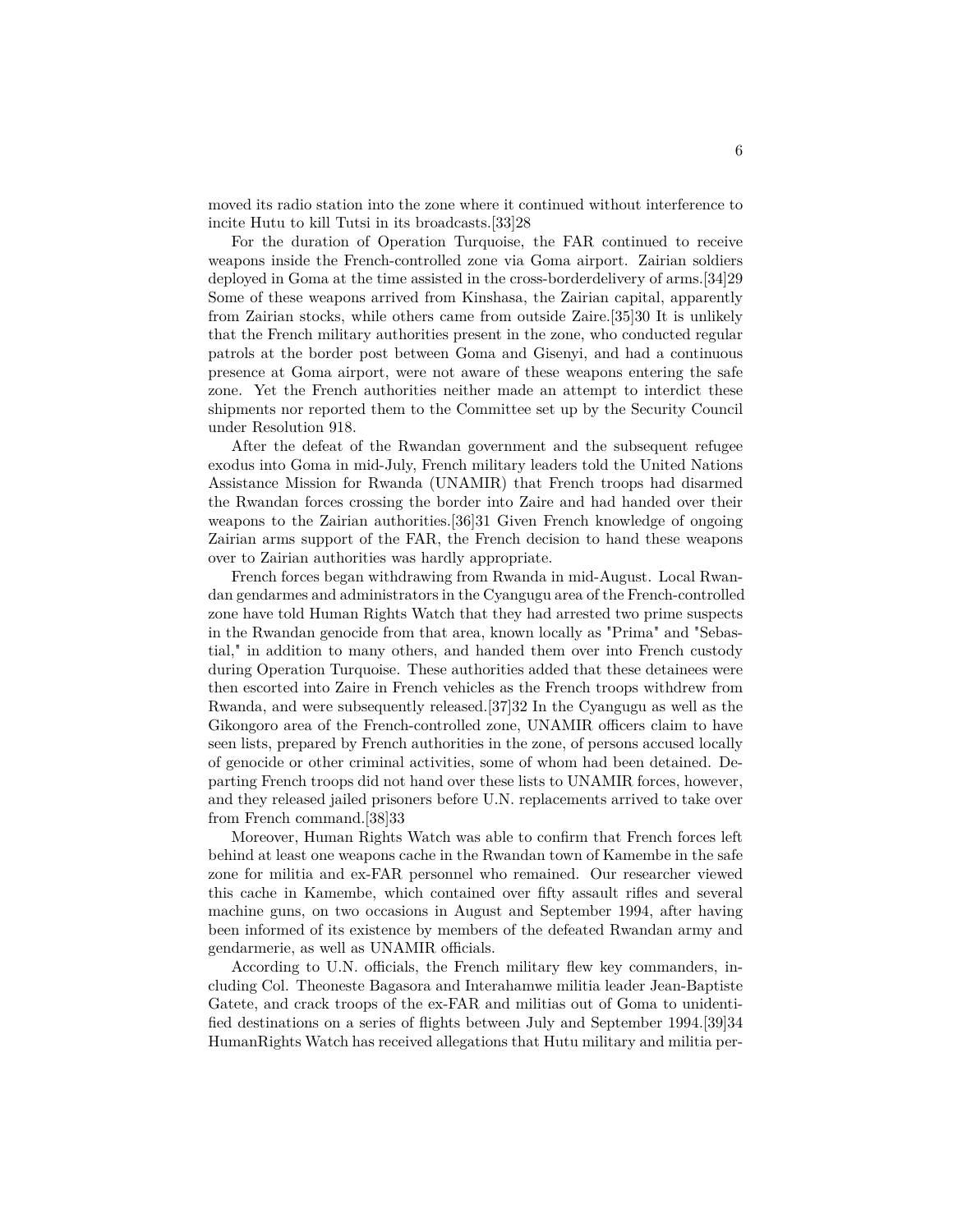moved its radio station into the zone where it continued without interference to incite Hutu to kill Tutsi in its broadcasts.[33]28

For the duration of Operation Turquoise, the FAR continued to receive weapons inside the French-controlled zone via Goma airport. Zairian soldiers deployed in Goma at the time assisted in the cross-borderdelivery of arms.[34]29 Some of these weapons arrived from Kinshasa, the Zairian capital, apparently from Zairian stocks, while others came from outside Zaire.[35]30 It is unlikely that the French military authorities present in the zone, who conducted regular patrols at the border post between Goma and Gisenyi, and had a continuous presence at Goma airport, were not aware of these weapons entering the safe zone. Yet the French authorities neither made an attempt to interdict these shipments nor reported them to the Committee set up by the Security Council under Resolution 918.

After the defeat of the Rwandan government and the subsequent refugee exodus into Goma in mid-July, French military leaders told the United Nations Assistance Mission for Rwanda (UNAMIR) that French troops had disarmed the Rwandan forces crossing the border into Zaire and had handed over their weapons to the Zairian authorities.[36]31 Given French knowledge of ongoing Zairian arms support of the FAR, the French decision to hand these weapons over to Zairian authorities was hardly appropriate.

French forces began withdrawing from Rwanda in mid-August. Local Rwandan gendarmes and administrators in the Cyangugu area of the French-controlled zone have told Human Rights Watch that they had arrested two prime suspects in the Rwandan genocide from that area, known locally as "Prima" and "Sebastial," in addition to many others, and handed them over into French custody during Operation Turquoise. These authorities added that these detainees were then escorted into Zaire in French vehicles as the French troops withdrew from Rwanda, and were subsequently released.[37]32 In the Cyangugu as well as the Gikongoro area of the French-controlled zone, UNAMIR officers claim to have seen lists, prepared by French authorities in the zone, of persons accused locally of genocide or other criminal activities, some of whom had been detained. Departing French troops did not hand over these lists to UNAMIR forces, however, and they released jailed prisoners before U.N. replacements arrived to take over from French command.[38]33

Moreover, Human Rights Watch was able to confirm that French forces left behind at least one weapons cache in the Rwandan town of Kamembe in the safe zone for militia and ex-FAR personnel who remained. Our researcher viewed this cache in Kamembe, which contained over fifty assault rifles and several machine guns, on two occasions in August and September 1994, after having been informed of its existence by members of the defeated Rwandan army and gendarmerie, as well as UNAMIR officials.

According to U.N. officials, the French military flew key commanders, including Col. Theoneste Bagasora and Interahamwe militia leader Jean-Baptiste Gatete, and crack troops of the ex-FAR and militias out of Goma to unidentified destinations on a series of flights between July and September 1994.[39]34 HumanRights Watch has received allegations that Hutu military and militia per-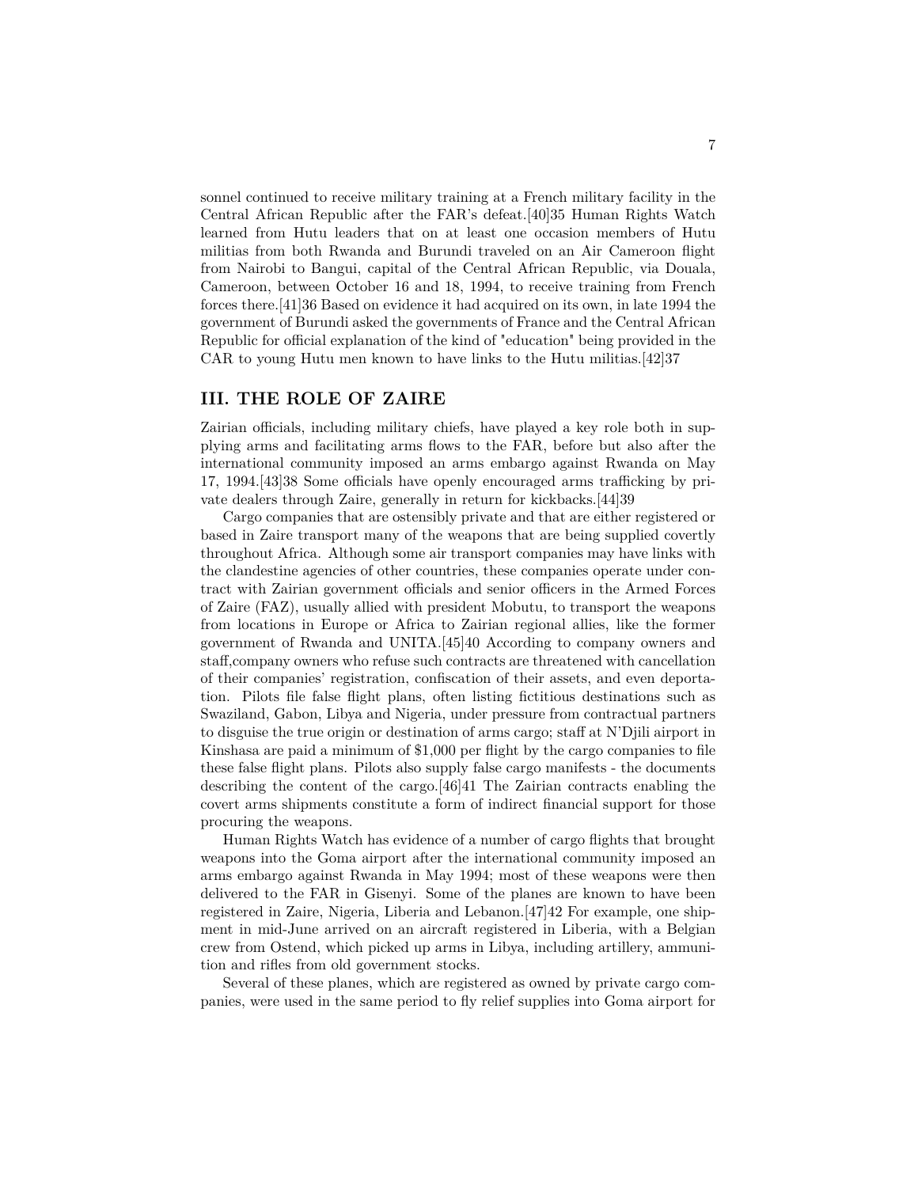sonnel continued to receive military training at a French military facility in the Central African Republic after the FAR's defeat.[40]35 Human Rights Watch learned from Hutu leaders that on at least one occasion members of Hutu militias from both Rwanda and Burundi traveled on an Air Cameroon flight from Nairobi to Bangui, capital of the Central African Republic, via Douala, Cameroon, between October 16 and 18, 1994, to receive training from French forces there.[41]36 Based on evidence it had acquired on its own, in late 1994 the government of Burundi asked the governments of France and the Central African Republic for official explanation of the kind of "education" being provided in the CAR to young Hutu men known to have links to the Hutu militias.[42]37

## III. THE ROLE OF ZAIRE

Zairian officials, including military chiefs, have played a key role both in supplying arms and facilitating arms flows to the FAR, before but also after the international community imposed an arms embargo against Rwanda on May 17, 1994.[43]38 Some officials have openly encouraged arms trafficking by private dealers through Zaire, generally in return for kickbacks.[44]39

Cargo companies that are ostensibly private and that are either registered or based in Zaire transport many of the weapons that are being supplied covertly throughout Africa. Although some air transport companies may have links with the clandestine agencies of other countries, these companies operate under contract with Zairian government officials and senior officers in the Armed Forces of Zaire (FAZ), usually allied with president Mobutu, to transport the weapons from locations in Europe or Africa to Zairian regional allies, like the former government of Rwanda and UNITA.[45]40 According to company owners and staff,company owners who refuse such contracts are threatened with cancellation of their companies' registration, confiscation of their assets, and even deportation. Pilots file false flight plans, often listing fictitious destinations such as Swaziland, Gabon, Libya and Nigeria, under pressure from contractual partners to disguise the true origin or destination of arms cargo; staff at N'Djili airport in Kinshasa are paid a minimum of $1,000 per flight by the cargo companies to file these false flight plans. Pilots also supply false cargo manifests - the documents describing the content of the cargo.[46]41 The Zairian contracts enabling the covert arms shipments constitute a form of indirect financial support for those procuring the weapons.

Human Rights Watch has evidence of a number of cargo flights that brought weapons into the Goma airport after the international community imposed an arms embargo against Rwanda in May 1994; most of these weapons were then delivered to the FAR in Gisenyi. Some of the planes are known to have been registered in Zaire, Nigeria, Liberia and Lebanon.[47]42 For example, one shipment in mid-June arrived on an aircraft registered in Liberia, with a Belgian crew from Ostend, which picked up arms in Libya, including artillery, ammunition and rifles from old government stocks.

Several of these planes, which are registered as owned by private cargo companies, were used in the same period to fly relief supplies into Goma airport for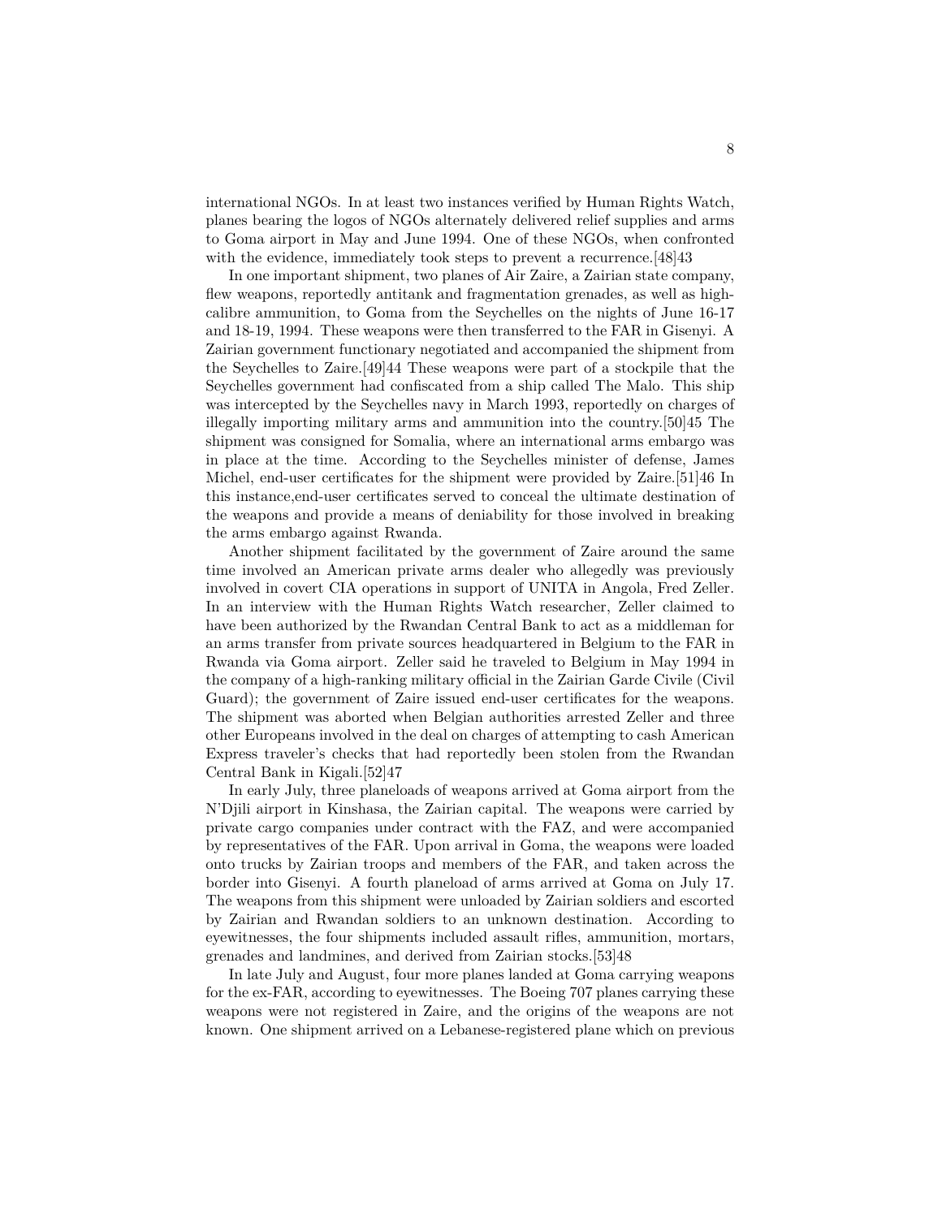international NGOs. In at least two instances verified by Human Rights Watch, planes bearing the logos of NGOs alternately delivered relief supplies and arms to Goma airport in May and June 1994. One of these NGOs, when confronted with the evidence, immediately took steps to prevent a recurrence.[48]43

In one important shipment, two planes of Air Zaire, a Zairian state company, flew weapons, reportedly antitank and fragmentation grenades, as well as high-calibre ammunition, to Goma from the Seychelles on the nights of June 16-17 and 18-19, 1994. These weapons were then transferred to the FAR in Gisenyi. A Zairian government functionary negotiated and accompanied the shipment from the Seychelles to Zaire.[49]44 These weapons were part of a stockpile that the Seychelles government had confiscated from a ship called The Malo. This ship was intercepted by the Seychelles navy in March 1993, reportedly on charges of illegally importing military arms and ammunition into the country.[50]45 The shipment was consigned for Somalia, where an international arms embargo was in place at the time. According to the Seychelles minister of defense, James Michel, end-user certificates for the shipment were provided by Zaire.[51]46 In this instance,end-user certificates served to conceal the ultimate destination of the weapons and provide a means of deniability for those involved in breaking the arms embargo against Rwanda.

Another shipment facilitated by the government of Zaire around the same time involved an American private arms dealer who allegedly was previously involved in covert CIA operations in support of UNITA in Angola, Fred Zeller. In an interview with the Human Rights Watch researcher, Zeller claimed to have been authorized by the Rwandan Central Bank to act as a middleman for an arms transfer from private sources headquartered in Belgium to the FAR in Rwanda via Goma airport. Zeller said he traveled to Belgium in May 1994 in the company of a high-ranking military official in the Zairian Garde Civile (Civil Guard); the government of Zaire issued end-user certificates for the weapons. The shipment was aborted when Belgian authorities arrested Zeller and three other Europeans involved in the deal on charges of attempting to cash American Express traveler's checks that had reportedly been stolen from the Rwandan Central Bank in Kigali.[52]47

In early July, three planeloads of weapons arrived at Goma airport from the N'Djili airport in Kinshasa, the Zairian capital. The weapons were carried by private cargo companies under contract with the FAZ, and were accompanied by representatives of the FAR. Upon arrival in Goma, the weapons were loaded onto trucks by Zairian troops and members of the FAR, and taken across the border into Gisenyi. A fourth planeload of arms arrived at Goma on July 17. The weapons from this shipment were unloaded by Zairian soldiers and escorted by Zairian and Rwandan soldiers to an unknown destination. According to eyewitnesses, the four shipments included assault rifles, ammunition, mortars, grenades and landmines, and derived from Zairian stocks.[53]48

In late July and August, four more planes landed at Goma carrying weapons for the ex-FAR, according to eyewitnesses. The Boeing 707 planes carrying these weapons were not registered in Zaire, and the origins of the weapons are not known. One shipment arrived on a Lebanese-registered plane which on previous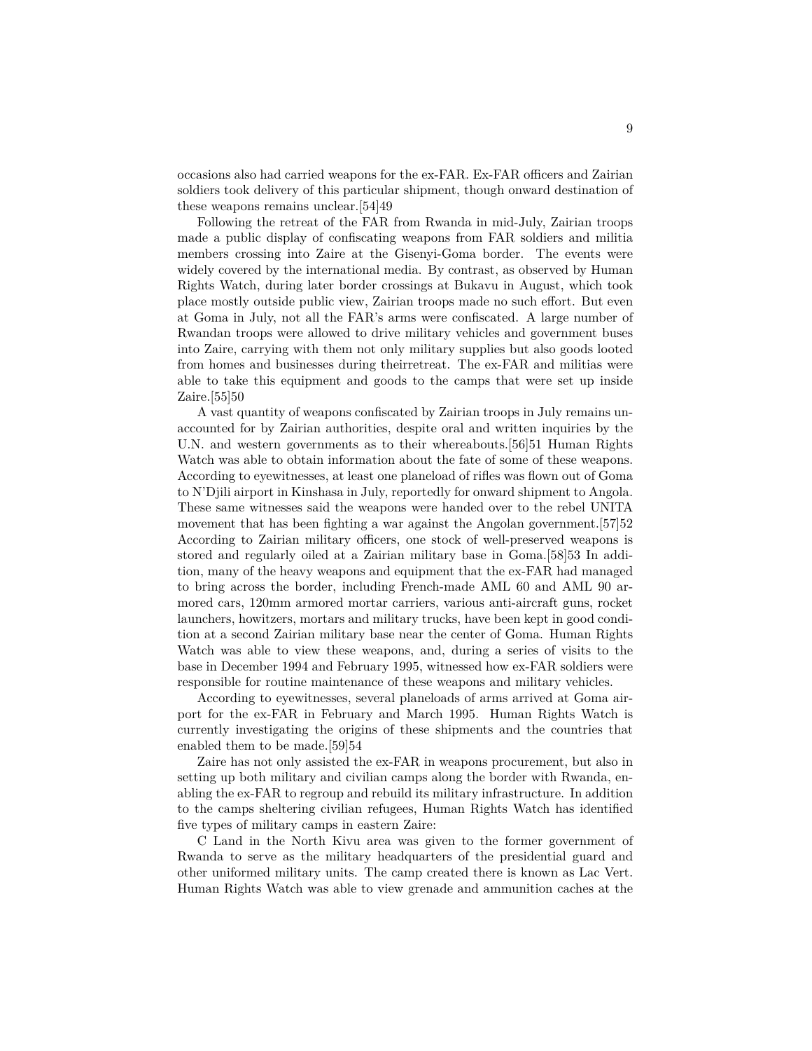occasions also had carried weapons for the ex-FAR. Ex-FAR officers and Zairian soldiers took delivery of this particular shipment, though onward destination of these weapons remains unclear.[54]49

Following the retreat of the FAR from Rwanda in mid-July, Zairian troops made a public display of confiscating weapons from FAR soldiers and militia members crossing into Zaire at the Gisenyi-Goma border. The events were widely covered by the international media. By contrast, as observed by Human Rights Watch, during later border crossings at Bukavu in August, which took place mostly outside public view, Zairian troops made no such effort. But even at Goma in July, not all the FAR's arms were confiscated. A large number of Rwandan troops were allowed to drive military vehicles and government buses into Zaire, carrying with them not only military supplies but also goods looted from homes and businesses during theirretreat. The ex-FAR and militias were able to take this equipment and goods to the camps that were set up inside Zaire.[55]50

A vast quantity of weapons confiscated by Zairian troops in July remains unaccounted for by Zairian authorities, despite oral and written inquiries by the U.N. and western governments as to their whereabouts.[56]51 Human Rights Watch was able to obtain information about the fate of some of these weapons. According to eyewitnesses, at least one planeload of rifles was flown out of Goma to N'Djili airport in Kinshasa in July, reportedly for onward shipment to Angola. These same witnesses said the weapons were handed over to the rebel UNITA movement that has been fighting a war against the Angolan government.[57]52 According to Zairian military officers, one stock of well-preserved weapons is stored and regularly oiled at a Zairian military base in Goma.[58]53 In addition, many of the heavy weapons and equipment that the ex-FAR had managed to bring across the border, including French-made AML 60 and AML 90 armored cars, 120mm armored mortar carriers, various anti-aircraft guns, rocket launchers, howitzers, mortars and military trucks, have been kept in good condition at a second Zairian military base near the center of Goma. Human Rights Watch was able to view these weapons, and, during a series of visits to the base in December 1994 and February 1995, witnessed how ex-FAR soldiers were responsible for routine maintenance of these weapons and military vehicles.

According to eyewitnesses, several planeloads of arms arrived at Goma airport for the ex-FAR in February and March 1995. Human Rights Watch is currently investigating the origins of these shipments and the countries that enabled them to be made.[59]54

Zaire has not only assisted the ex-FAR in weapons procurement, but also in setting up both military and civilian camps along the border with Rwanda, enabling the ex-FAR to regroup and rebuild its military infrastructure. In addition to the camps sheltering civilian refugees, Human Rights Watch has identified five types of military camps in eastern Zaire:

C Land in the North Kivu area was given to the former government of Rwanda to serve as the military headquarters of the presidential guard and other uniformed military units. The camp created there is known as Lac Vert. Human Rights Watch was able to view grenade and ammunition caches at the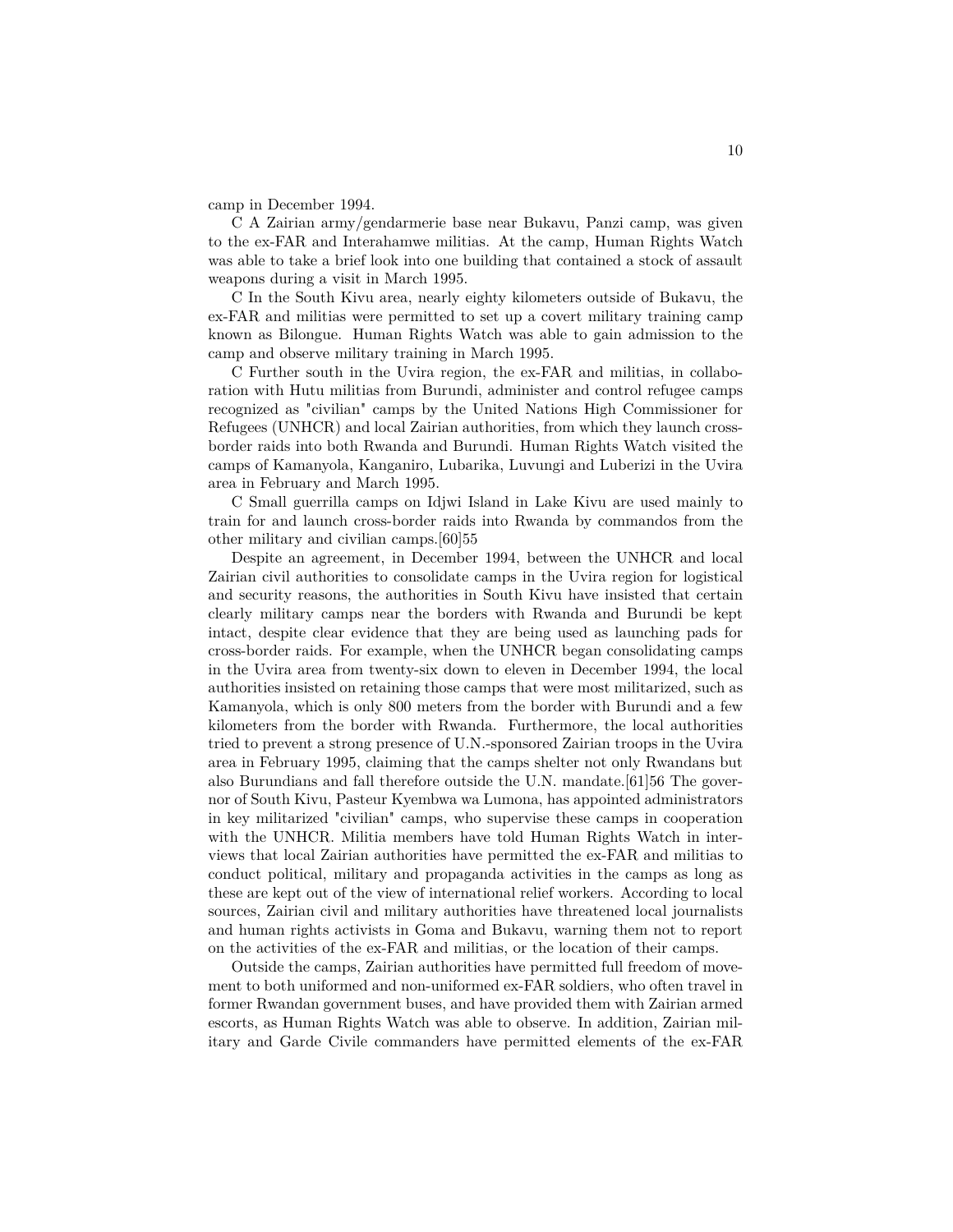camp in December 1994.

C A Zairian army/gendarmerie base near Bukavu, Panzi camp, was given to the ex-FAR and Interahamwe militias. At the camp, Human Rights Watch was able to take a brief look into one building that contained a stock of assault weapons during a visit in March 1995.

C In the South Kivu area, nearly eighty kilometers outside of Bukavu, the ex-FAR and militias were permitted to set up a covert military training camp known as Bilongue. Human Rights Watch was able to gain admission to the camp and observe military training in March 1995.

C Further south in the Uvira region, the ex-FAR and militias, in collaboration with Hutu militias from Burundi, administer and control refugee camps recognized as "civilian" camps by the United Nations High Commissioner for Refugees (UNHCR) and local Zairian authorities, from which they launch cross-border raids into both Rwanda and Burundi. Human Rights Watch visited the camps of Kamanyola, Kanganiro, Lubarika, Luvungi and Luberizi in the Uvira area in February and March 1995.

C Small guerrilla camps on Idjwi Island in Lake Kivu are used mainly to train for and launch cross-border raids into Rwanda by commandos from the other military and civilian camps.[60]55

Despite an agreement, in December 1994, between the UNHCR and local Zairian civil authorities to consolidate camps in the Uvira region for logistical and security reasons, the authorities in South Kivu have insisted that certain clearly military camps near the borders with Rwanda and Burundi be kept intact, despite clear evidence that they are being used as launching pads for cross-border raids. For example, when the UNHCR began consolidating camps in the Uvira area from twenty-six down to eleven in December 1994, the local authorities insisted on retaining those camps that were most militarized, such as Kamanyola, which is only 800 meters from the border with Burundi and a few kilometers from the border with Rwanda. Furthermore, the local authorities tried to prevent a strong presence of U.N.-sponsored Zairian troops in the Uvira area in February 1995, claiming that the camps shelter not only Rwandans but also Burundians and fall therefore outside the U.N. mandate.[61]56 The governor of South Kivu, Pasteur Kyembwa wa Lumona, has appointed administrators in key militarized "civilian" camps, who supervise these camps in cooperation with the UNHCR. Militia members have told Human Rights Watch in interviews that local Zairian authorities have permitted the ex-FAR and militias to conduct political, military and propaganda activities in the camps as long as these are kept out of the view of international relief workers. According to local sources, Zairian civil and military authorities have threatened local journalists and human rights activists in Goma and Bukavu, warning them not to report on the activities of the ex-FAR and militias, or the location of their camps.

Outside the camps, Zairian authorities have permitted full freedom of movement to both uniformed and non-uniformed ex-FAR soldiers, who often travel in former Rwandan government buses, and have provided them with Zairian armed escorts, as Human Rights Watch was able to observe. In addition, Zairian military and Garde Civile commanders have permitted elements of the ex-FAR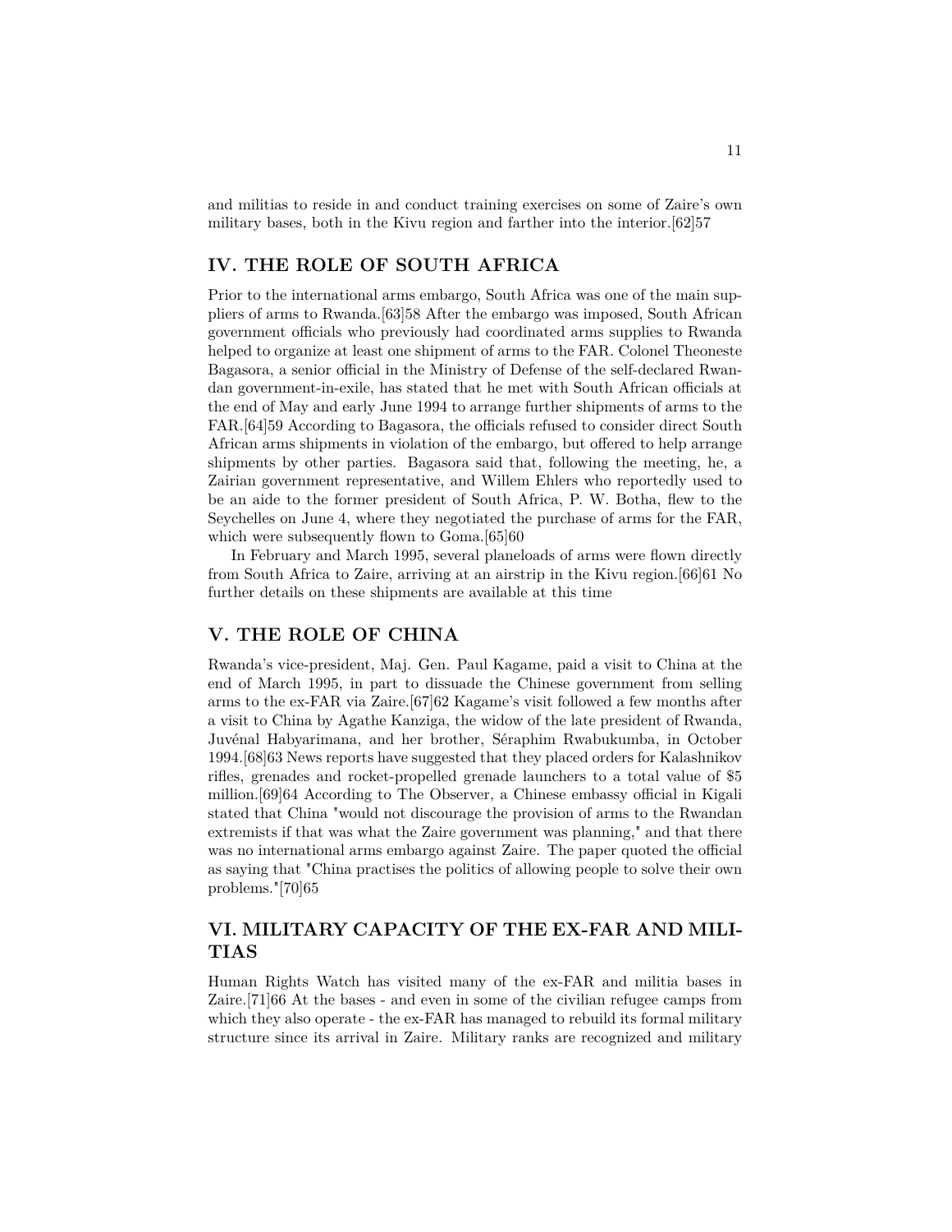and militias to reside in and conduct training exercises on some of Zaire's own military bases, both in the Kivu region and farther into the interior.[62]57

## IV. THE ROLE OF SOUTH AFRICA

Prior to the international arms embargo, South Africa was one of the main suppliers of arms to Rwanda.[63]58 After the embargo was imposed, South African government officials who previously had coordinated arms supplies to Rwanda helped to organize at least one shipment of arms to the FAR. Colonel Theoneste Bagasora, a senior official in the Ministry of Defense of the self-declared Rwandan government-in-exile, has stated that he met with South African officials at the end of May and early June 1994 to arrange further shipments of arms to the FAR.[64]59 According to Bagasora, the officials refused to consider direct South African arms shipments in violation of the embargo, but offered to help arrange shipments by other parties. Bagasora said that, following the meeting, he, a Zairian government representative, and Willem Ehlers who reportedly used to be an aide to the former president of South Africa, P. W. Botha, flew to the Seychelles on June 4, where they negotiated the purchase of arms for the FAR, which were subsequently flown to Goma.[65]60

In February and March 1995, several planeloads of arms were flown directly from South Africa to Zaire, arriving at an airstrip in the Kivu region.[66]61 No further details on these shipments are available at this time

## V. THE ROLE OF CHINA

Rwanda's vice-president, Maj. Gen. Paul Kagame, paid a visit to China at the end of March 1995, in part to dissuade the Chinese government from selling arms to the ex-FAR via Zaire.[67]62 Kagame's visit followed a few months after a visit to China by Agathe Kanziga, the widow of the late president of Rwanda, Juvénal Habyarimana, and her brother, Séraphim Rwabukumba, in October 1994.[68]63 News reports have suggested that they placed orders for Kalashnikov rifles, grenades and rocket-propelled grenade launchers to a total value of $5 million.[69]64 According to The Observer, a Chinese embassy official in Kigali stated that China "would not discourage the provision of arms to the Rwandan extremists if that was what the Zaire government was planning," and that there was no international arms embargo against Zaire. The paper quoted the official as saying that "China practises the politics of allowing people to solve their own problems."[70]65

## VI. MILITARY CAPACITY OF THE EX-FAR AND MILITIAS

Human Rights Watch has visited many of the ex-FAR and militia bases in Zaire.[71]66 At the bases - and even in some of the civilian refugee camps from which they also operate - the ex-FAR has managed to rebuild its formal military structure since its arrival in Zaire. Military ranks are recognized and military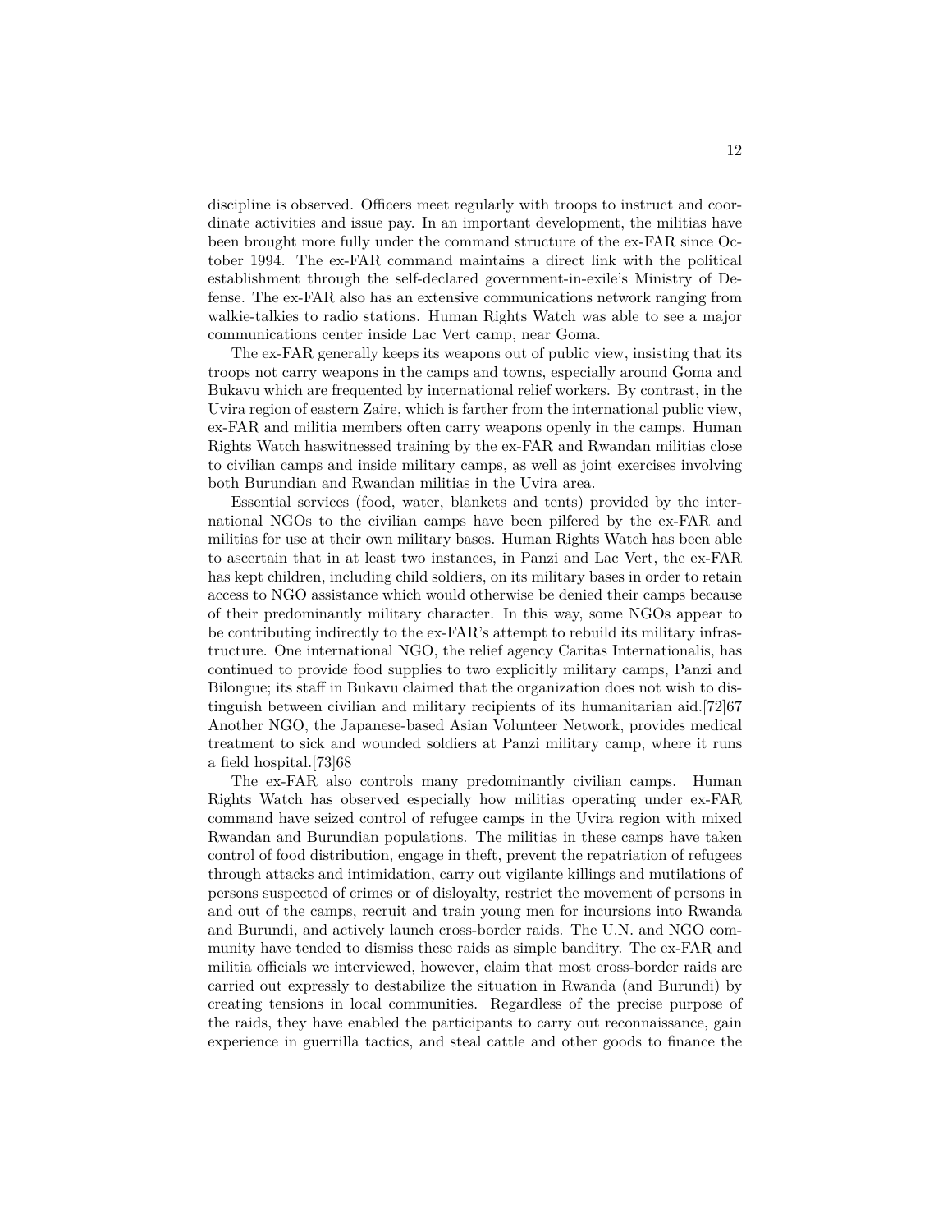discipline is observed. Officers meet regularly with troops to instruct and coordinate activities and issue pay. In an important development, the militias have been brought more fully under the command structure of the ex-FAR since October 1994. The ex-FAR command maintains a direct link with the political establishment through the self-declared government-in-exile's Ministry of Defense. The ex-FAR also has an extensive communications network ranging from walkie-talkies to radio stations. Human Rights Watch was able to see a major communications center inside Lac Vert camp, near Goma.

The ex-FAR generally keeps its weapons out of public view, insisting that its troops not carry weapons in the camps and towns, especially around Goma and Bukavu which are frequented by international relief workers. By contrast, in the Uvira region of eastern Zaire, which is farther from the international public view, ex-FAR and militia members often carry weapons openly in the camps. Human Rights Watch haswitnessed training by the ex-FAR and Rwandan militias close to civilian camps and inside military camps, as well as joint exercises involving both Burundian and Rwandan militias in the Uvira area.

Essential services (food, water, blankets and tents) provided by the international NGOs to the civilian camps have been pilfered by the ex-FAR and militias for use at their own military bases. Human Rights Watch has been able to ascertain that in at least two instances, in Panzi and Lac Vert, the ex-FAR has kept children, including child soldiers, on its military bases in order to retain access to NGO assistance which would otherwise be denied their camps because of their predominantly military character. In this way, some NGOs appear to be contributing indirectly to the ex-FAR's attempt to rebuild its military infrastructure. One international NGO, the relief agency Caritas Internationalis, has continued to provide food supplies to two explicitly military camps, Panzi and Bilongue; its staff in Bukavu claimed that the organization does not wish to distinguish between civilian and military recipients of its humanitarian aid.[72]67 Another NGO, the Japanese-based Asian Volunteer Network, provides medical treatment to sick and wounded soldiers at Panzi military camp, where it runs a field hospital.[73]68

The ex-FAR also controls many predominantly civilian camps. Human Rights Watch has observed especially how militias operating under ex-FAR command have seized control of refugee camps in the Uvira region with mixed Rwandan and Burundian populations. The militias in these camps have taken control of food distribution, engage in theft, prevent the repatriation of refugees through attacks and intimidation, carry out vigilante killings and mutilations of persons suspected of crimes or of disloyalty, restrict the movement of persons in and out of the camps, recruit and train young men for incursions into Rwanda and Burundi, and actively launch cross-border raids. The U.N. and NGO community have tended to dismiss these raids as simple banditry. The ex-FAR and militia officials we interviewed, however, claim that most cross-border raids are carried out expressly to destabilize the situation in Rwanda (and Burundi) by creating tensions in local communities. Regardless of the precise purpose of the raids, they have enabled the participants to carry out reconnaissance, gain experience in guerrilla tactics, and steal cattle and other goods to finance the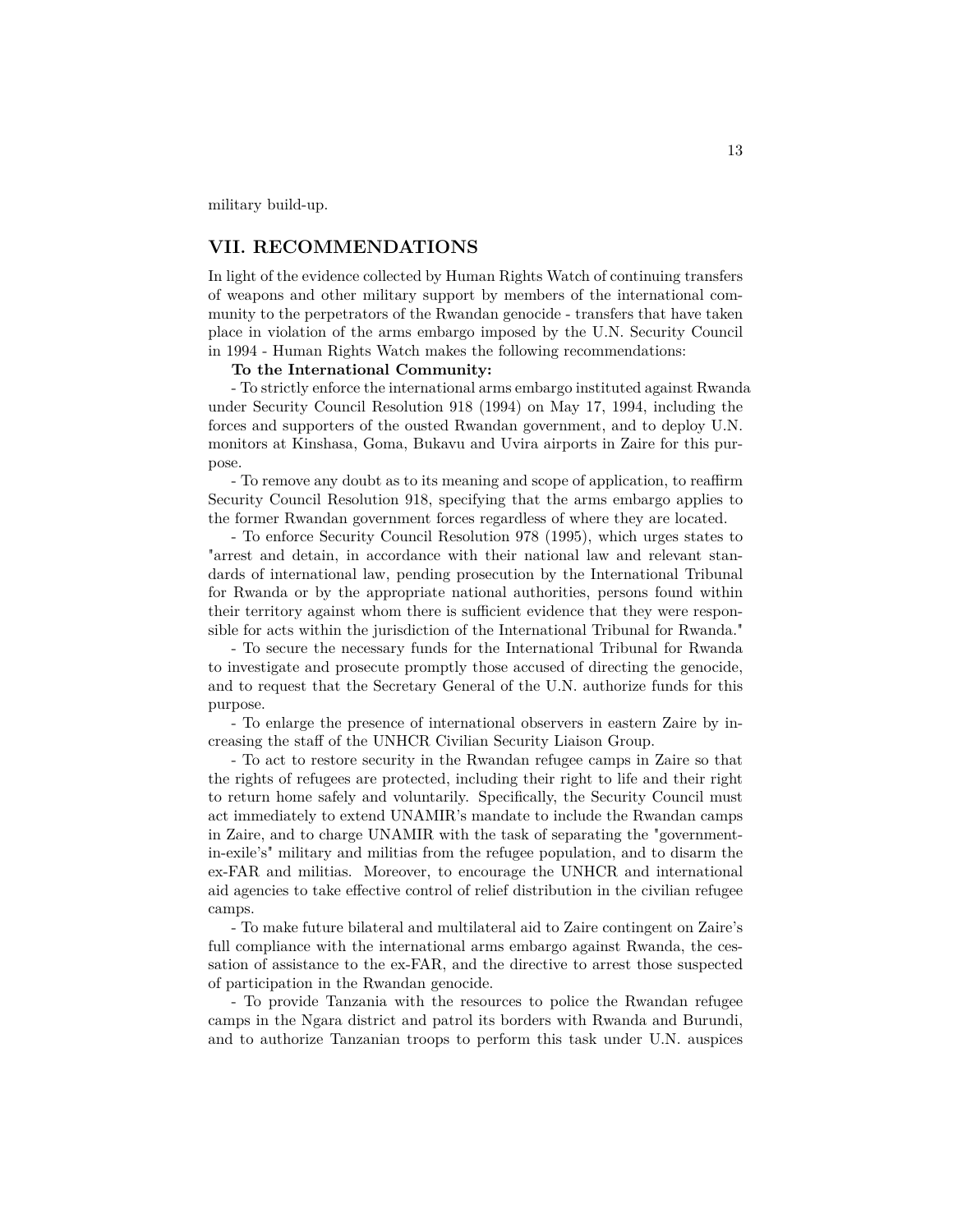military build-up.

## VII. RECOMMENDATIONS

In light of the evidence collected by Human Rights Watch of continuing transfers of weapons and other military support by members of the international community to the perpetrators of the Rwandan genocide - transfers that have taken place in violation of the arms embargo imposed by the U.N. Security Council in 1994 - Human Rights Watch makes the following recommendations:

**To the International Community:**

- To strictly enforce the international arms embargo instituted against Rwanda under Security Council Resolution 918 (1994) on May 17, 1994, including the forces and supporters of the ousted Rwandan government, and to deploy U.N. monitors at Kinshasa, Goma, Bukavu and Uvira airports in Zaire for this purpose.
- To remove any doubt as to its meaning and scope of application, to reaffirm Security Council Resolution 918, specifying that the arms embargo applies to the former Rwandan government forces regardless of where they are located.
- To enforce Security Council Resolution 978 (1995), which urges states to "arrest and detain, in accordance with their national law and relevant standards of international law, pending prosecution by the International Tribunal for Rwanda or by the appropriate national authorities, persons found within their territory against whom there is sufficient evidence that they were responsible for acts within the jurisdiction of the International Tribunal for Rwanda."
- To secure the necessary funds for the International Tribunal for Rwanda to investigate and prosecute promptly those accused of directing the genocide, and to request that the Secretary General of the U.N. authorize funds for this purpose.
- To enlarge the presence of international observers in eastern Zaire by increasing the staff of the UNHCR Civilian Security Liaison Group.
- To act to restore security in the Rwandan refugee camps in Zaire so that the rights of refugees are protected, including their right to life and their right to return home safely and voluntarily. Specifically, the Security Council must act immediately to extend UNAMIR's mandate to include the Rwandan camps in Zaire, and to charge UNAMIR with the task of separating the "government-in-exile's" military and militias from the refugee population, and to disarm the ex-FAR and militias. Moreover, to encourage the UNHCR and international aid agencies to take effective control of relief distribution in the civilian refugee camps.
- To make future bilateral and multilateral aid to Zaire contingent on Zaire's full compliance with the international arms embargo against Rwanda, the cessation of assistance to the ex-FAR, and the directive to arrest those suspected of participation in the Rwandan genocide.
- To provide Tanzania with the resources to police the Rwandan refugee camps in the Ngara district and patrol its borders with Rwanda and Burundi, and to authorize Tanzanian troops to perform this task under U.N. auspices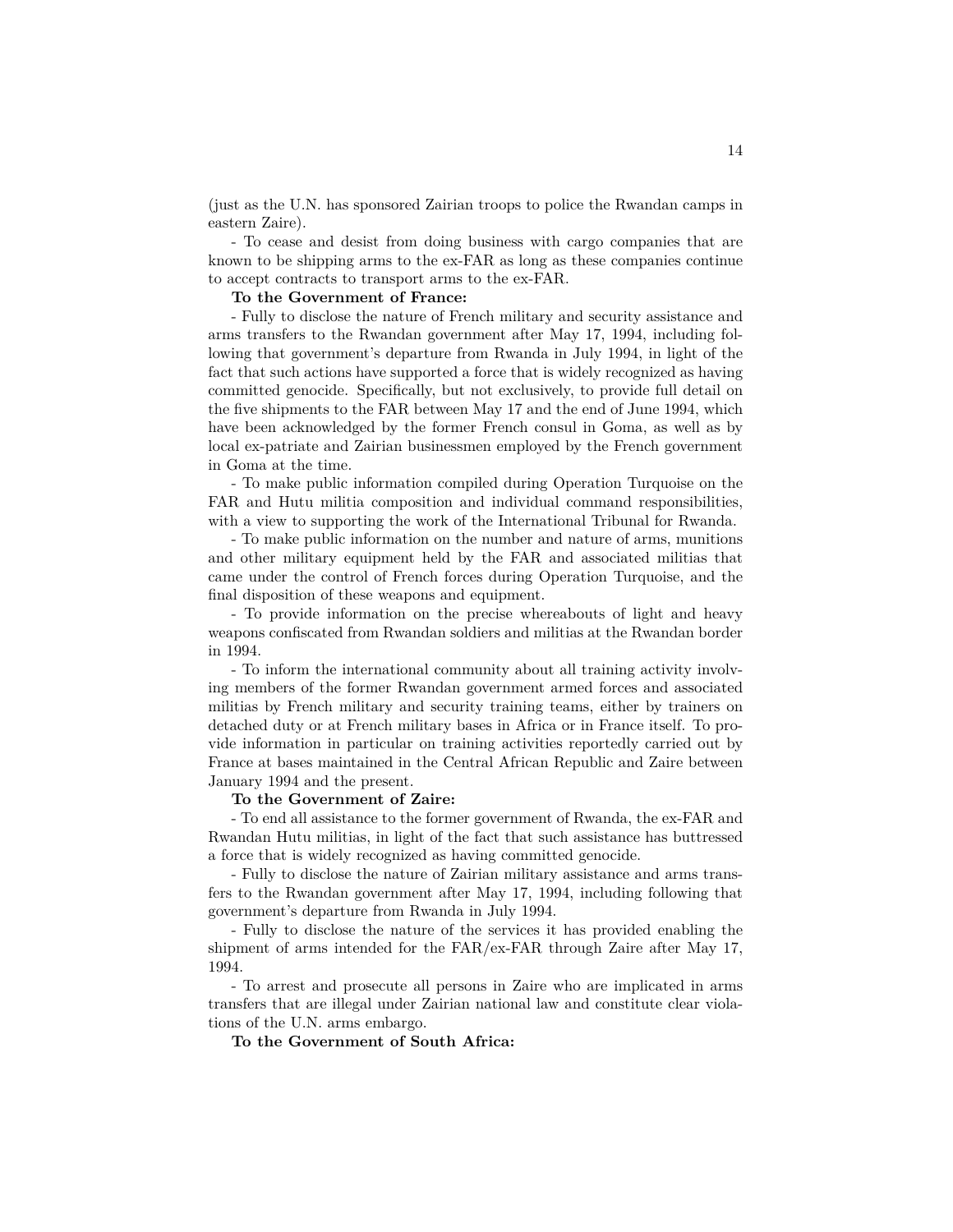(just as the U.N. has sponsored Zairian troops to police the Rwandan camps in eastern Zaire).

- To cease and desist from doing business with cargo companies that are known to be shipping arms to the ex-FAR as long as these companies continue to accept contracts to transport arms to the ex-FAR.

**To the Government of France:**

- Fully to disclose the nature of French military and security assistance and arms transfers to the Rwandan government after May 17, 1994, including following that government's departure from Rwanda in July 1994, in light of the fact that such actions have supported a force that is widely recognized as having committed genocide. Specifically, but not exclusively, to provide full detail on the five shipments to the FAR between May 17 and the end of June 1994, which have been acknowledged by the former French consul in Goma, as well as by local ex-patriate and Zairian businessmen employed by the French government in Goma at the time.

- To make public information compiled during Operation Turquoise on the FAR and Hutu militia composition and individual command responsibilities, with a view to supporting the work of the International Tribunal for Rwanda.

- To make public information on the number and nature of arms, munitions and other military equipment held by the FAR and associated militias that came under the control of French forces during Operation Turquoise, and the final disposition of these weapons and equipment.

- To provide information on the precise whereabouts of light and heavy weapons confiscated from Rwandan soldiers and militias at the Rwandan border in 1994.

- To inform the international community about all training activity involving members of the former Rwandan government armed forces and associated militias by French military and security training teams, either by trainers on detached duty or at French military bases in Africa or in France itself. To provide information in particular on training activities reportedly carried out by France at bases maintained in the Central African Republic and Zaire between January 1994 and the present.

**To the Government of Zaire:**

- To end all assistance to the former government of Rwanda, the ex-FAR and Rwandan Hutu militias, in light of the fact that such assistance has buttressed a force that is widely recognized as having committed genocide.

- Fully to disclose the nature of Zairian military assistance and arms transfers to the Rwandan government after May 17, 1994, including following that government's departure from Rwanda in July 1994.

- Fully to disclose the nature of the services it has provided enabling the shipment of arms intended for the FAR/ex-FAR through Zaire after May 17, 1994.

- To arrest and prosecute all persons in Zaire who are implicated in arms transfers that are illegal under Zairian national law and constitute clear violations of the U.N. arms embargo.

**To the Government of South Africa:**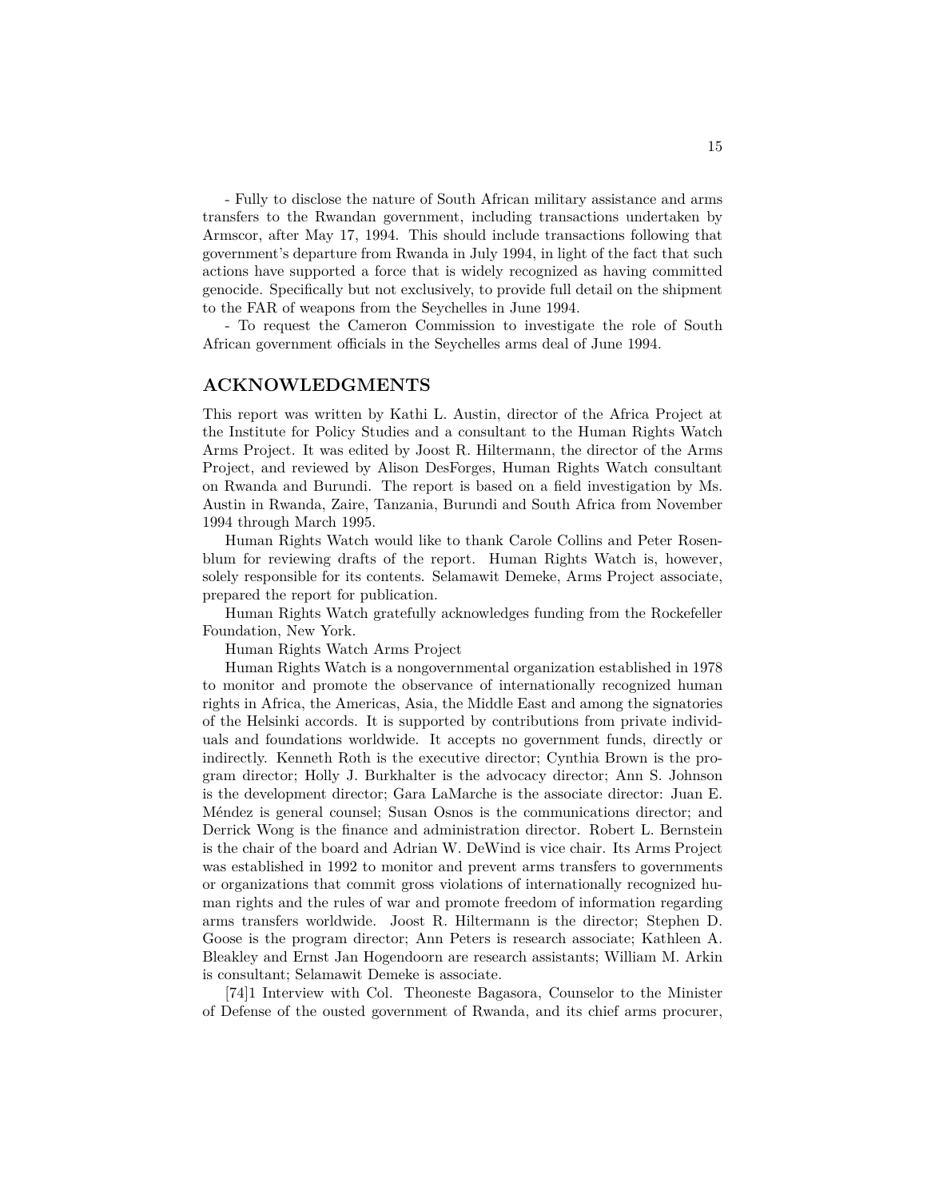- Fully to disclose the nature of South African military assistance and arms transfers to the Rwandan government, including transactions undertaken by Armscor, after May 17, 1994. This should include transactions following that government's departure from Rwanda in July 1994, in light of the fact that such actions have supported a force that is widely recognized as having committed genocide. Specifically but not exclusively, to provide full detail on the shipment to the FAR of weapons from the Seychelles in June 1994.

- To request the Cameron Commission to investigate the role of South African government officials in the Seychelles arms deal of June 1994.

## ACKNOWLEDGMENTS

This report was written by Kathi L. Austin, director of the Africa Project at the Institute for Policy Studies and a consultant to the Human Rights Watch Arms Project. It was edited by Joost R. Hiltermann, the director of the Arms Project, and reviewed by Alison DesForges, Human Rights Watch consultant on Rwanda and Burundi. The report is based on a field investigation by Ms. Austin in Rwanda, Zaire, Tanzania, Burundi and South Africa from November 1994 through March 1995.

Human Rights Watch would like to thank Carole Collins and Peter Rosenblum for reviewing drafts of the report. Human Rights Watch is, however, solely responsible for its contents. Selamawit Demeke, Arms Project associate, prepared the report for publication.

Human Rights Watch gratefully acknowledges funding from the Rockefeller Foundation, New York.

Human Rights Watch Arms Project

Human Rights Watch is a nongovernmental organization established in 1978 to monitor and promote the observance of internationally recognized human rights in Africa, the Americas, Asia, the Middle East and among the signatories of the Helsinki accords. It is supported by contributions from private individuals and foundations worldwide. It accepts no government funds, directly or indirectly. Kenneth Roth is the executive director; Cynthia Brown is the program director; Holly J. Burkhalter is the advocacy director; Ann S. Johnson is the development director; Gara LaMarche is the associate director: Juan E. Méndez is general counsel; Susan Osnos is the communications director; and Derrick Wong is the finance and administration director. Robert L. Bernstein is the chair of the board and Adrian W. DeWind is vice chair. Its Arms Project was established in 1992 to monitor and prevent arms transfers to governments or organizations that commit gross violations of internationally recognized human rights and the rules of war and promote freedom of information regarding arms transfers worldwide. Joost R. Hiltermann is the director; Stephen D. Goose is the program director; Ann Peters is research associate; Kathleen A. Bleakley and Ernst Jan Hogendoorn are research assistants; William M. Arkin is consultant; Selamawit Demeke is associate.

[74]1 Interview with Col. Theoneste Bagasora, Counselor to the Minister of Defense of the ousted government of Rwanda, and its chief arms procurer,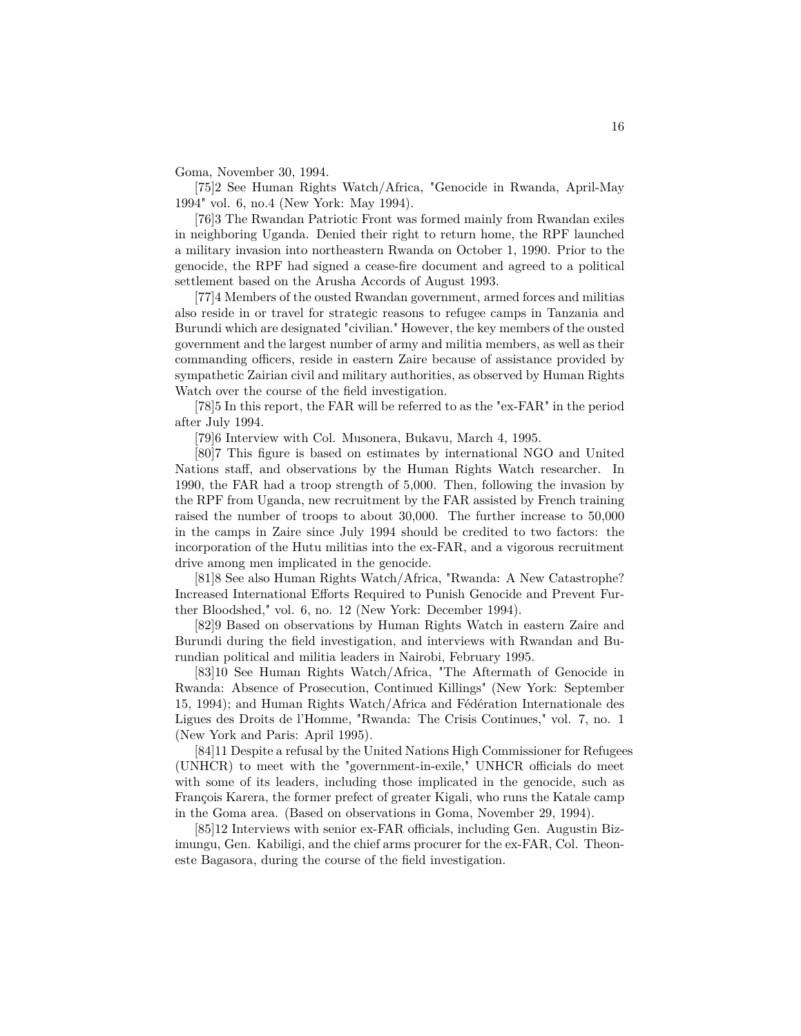Goma, November 30, 1994.

[75]2 See Human Rights Watch/Africa, "Genocide in Rwanda, April-May 1994" vol. 6, no.4 (New York: May 1994).

[76]3 The Rwandan Patriotic Front was formed mainly from Rwandan exiles in neighboring Uganda. Denied their right to return home, the RPF launched a military invasion into northeastern Rwanda on October 1, 1990. Prior to the genocide, the RPF had signed a cease-fire document and agreed to a political settlement based on the Arusha Accords of August 1993.

[77]4 Members of the ousted Rwandan government, armed forces and militias also reside in or travel for strategic reasons to refugee camps in Tanzania and Burundi which are designated "civilian." However, the key members of the ousted government and the largest number of army and militia members, as well as their commanding officers, reside in eastern Zaire because of assistance provided by sympathetic Zairian civil and military authorities, as observed by Human Rights Watch over the course of the field investigation.

[78]5 In this report, the FAR will be referred to as the "ex-FAR" in the period after July 1994.

[79]6 Interview with Col. Musonera, Bukavu, March 4, 1995.

[80]7 This figure is based on estimates by international NGO and United Nations staff, and observations by the Human Rights Watch researcher. In 1990, the FAR had a troop strength of 5,000. Then, following the invasion by the RPF from Uganda, new recruitment by the FAR assisted by French training raised the number of troops to about 30,000. The further increase to 50,000 in the camps in Zaire since July 1994 should be credited to two factors: the incorporation of the Hutu militias into the ex-FAR, and a vigorous recruitment drive among men implicated in the genocide.

[81]8 See also Human Rights Watch/Africa, "Rwanda: A New Catastrophe? Increased International Efforts Required to Punish Genocide and Prevent Further Bloodshed," vol. 6, no. 12 (New York: December 1994).

[82]9 Based on observations by Human Rights Watch in eastern Zaire and Burundi during the field investigation, and interviews with Rwandan and Burundian political and militia leaders in Nairobi, February 1995.

[83]10 See Human Rights Watch/Africa, "The Aftermath of Genocide in Rwanda: Absence of Prosecution, Continued Killings" (New York: September 15, 1994); and Human Rights Watch/Africa and Fédération Internationale des Ligues des Droits de l'Homme, "Rwanda: The Crisis Continues," vol. 7, no. 1 (New York and Paris: April 1995).

[84]11 Despite a refusal by the United Nations High Commissioner for Refugees (UNHCR) to meet with the "government-in-exile," UNHCR officials do meet with some of its leaders, including those implicated in the genocide, such as François Karera, the former prefect of greater Kigali, who runs the Katale camp in the Goma area. (Based on observations in Goma, November 29, 1994).

[85]12 Interviews with senior ex-FAR officials, including Gen. Augustin Bizimungu, Gen. Kabiligi, and the chief arms procurer for the ex-FAR, Col. Theoneste Bagasora, during the course of the field investigation.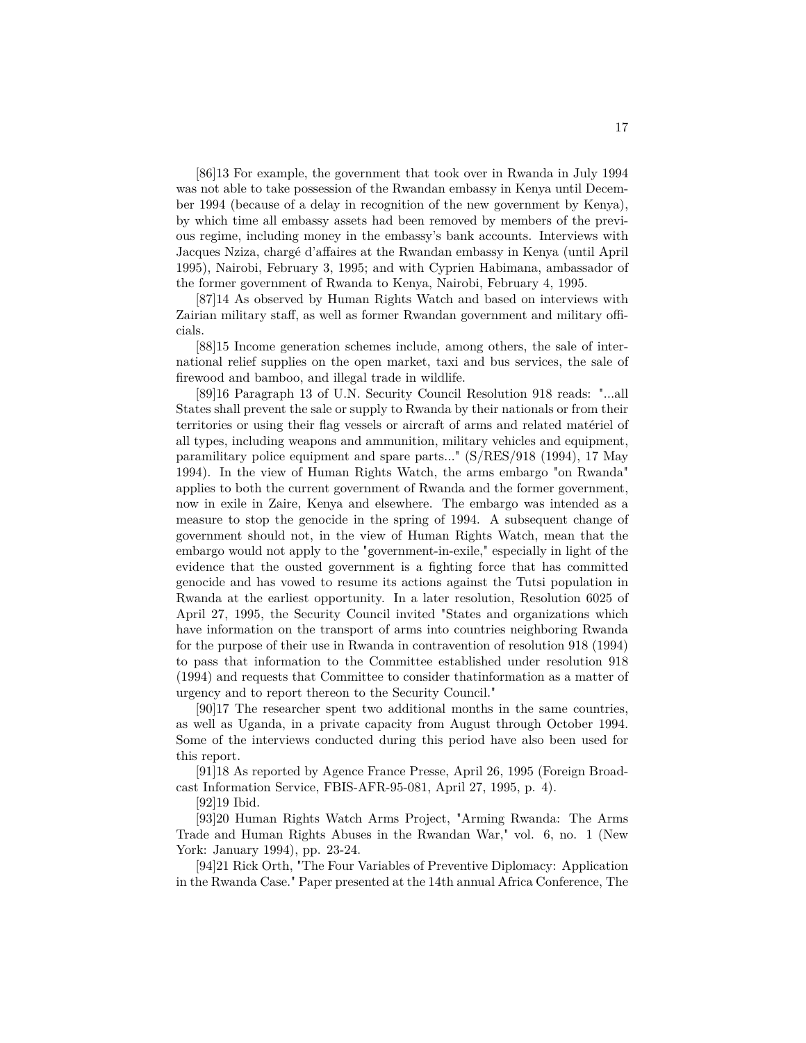[86]13 For example, the government that took over in Rwanda in July 1994 was not able to take possession of the Rwandan embassy in Kenya until December 1994 (because of a delay in recognition of the new government by Kenya), by which time all embassy assets had been removed by members of the previous regime, including money in the embassy's bank accounts. Interviews with Jacques Nziza, chargé d'affaires at the Rwandan embassy in Kenya (until April 1995), Nairobi, February 3, 1995; and with Cyprien Habimana, ambassador of the former government of Rwanda to Kenya, Nairobi, February 4, 1995.

[87]14 As observed by Human Rights Watch and based on interviews with Zairian military staff, as well as former Rwandan government and military officials.

[88]15 Income generation schemes include, among others, the sale of international relief supplies on the open market, taxi and bus services, the sale of firewood and bamboo, and illegal trade in wildlife.

[89]16 Paragraph 13 of U.N. Security Council Resolution 918 reads: "...all States shall prevent the sale or supply to Rwanda by their nationals or from their territories or using their flag vessels or aircraft of arms and related matériel of all types, including weapons and ammunition, military vehicles and equipment, paramilitary police equipment and spare parts..." (S/RES/918 (1994), 17 May 1994). In the view of Human Rights Watch, the arms embargo "on Rwanda" applies to both the current government of Rwanda and the former government, now in exile in Zaire, Kenya and elsewhere. The embargo was intended as a measure to stop the genocide in the spring of 1994. A subsequent change of government should not, in the view of Human Rights Watch, mean that the embargo would not apply to the "government-in-exile," especially in light of the evidence that the ousted government is a fighting force that has committed genocide and has vowed to resume its actions against the Tutsi population in Rwanda at the earliest opportunity. In a later resolution, Resolution 6025 of April 27, 1995, the Security Council invited "States and organizations which have information on the transport of arms into countries neighboring Rwanda for the purpose of their use in Rwanda in contravention of resolution 918 (1994) to pass that information to the Committee established under resolution 918 (1994) and requests that Committee to consider thatinformation as a matter of urgency and to report thereon to the Security Council."

[90]17 The researcher spent two additional months in the same countries, as well as Uganda, in a private capacity from August through October 1994. Some of the interviews conducted during this period have also been used for this report.

[91]18 As reported by Agence France Presse, April 26, 1995 (Foreign Broadcast Information Service, FBIS-AFR-95-081, April 27, 1995, p. 4).

[92]19 Ibid.

[93]20 Human Rights Watch Arms Project, "Arming Rwanda: The Arms Trade and Human Rights Abuses in the Rwandan War," vol. 6, no. 1 (New York: January 1994), pp. 23-24.

[94]21 Rick Orth, "The Four Variables of Preventive Diplomacy: Application in the Rwanda Case." Paper presented at the 14th annual Africa Conference, The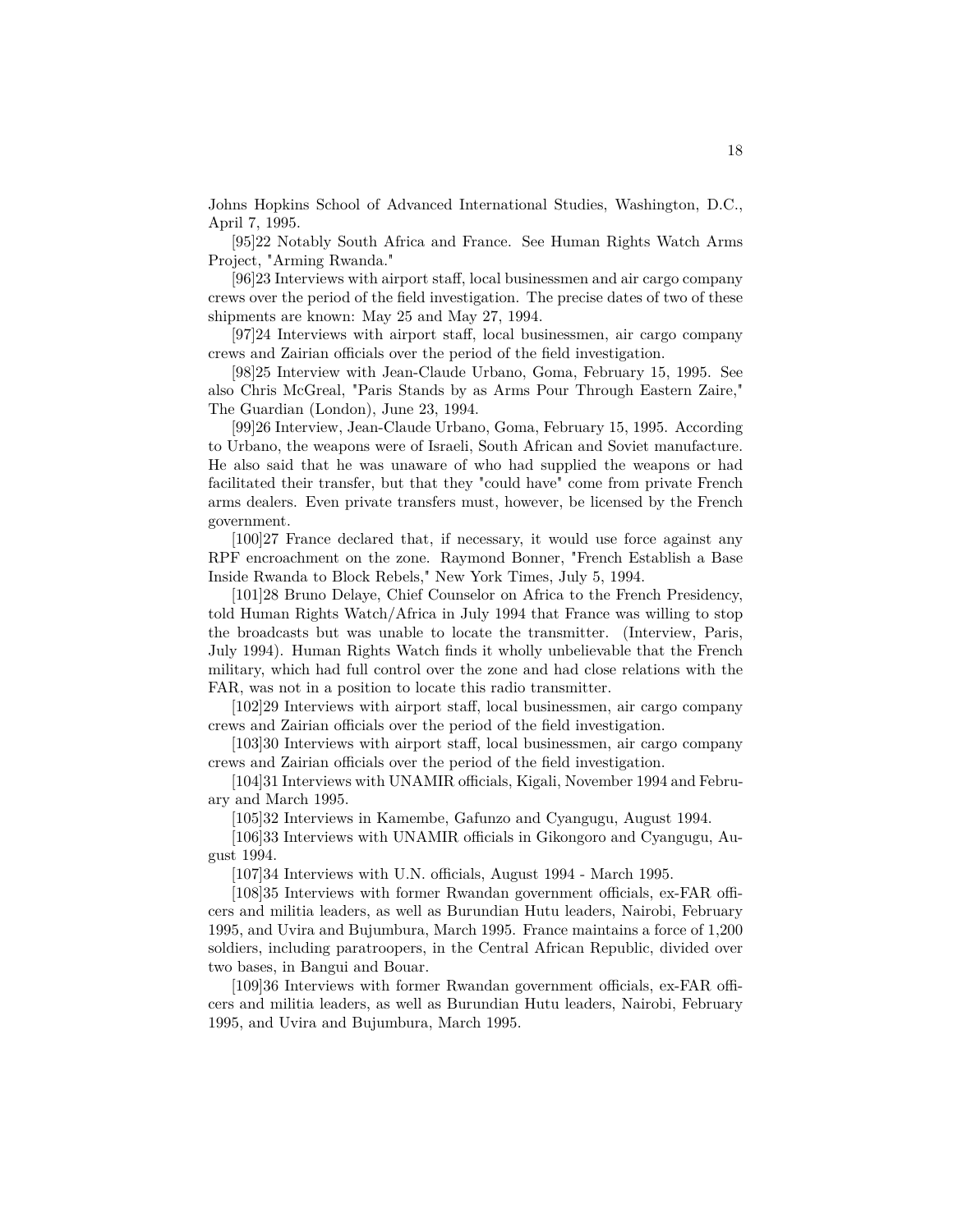Johns Hopkins School of Advanced International Studies, Washington, D.C., April 7, 1995.

[95]22 Notably South Africa and France. See Human Rights Watch Arms Project, "Arming Rwanda."

[96]23 Interviews with airport staff, local businessmen and air cargo company crews over the period of the field investigation. The precise dates of two of these shipments are known: May 25 and May 27, 1994.

[97]24 Interviews with airport staff, local businessmen, air cargo company crews and Zairian officials over the period of the field investigation.

[98]25 Interview with Jean-Claude Urbano, Goma, February 15, 1995. See also Chris McGreal, "Paris Stands by as Arms Pour Through Eastern Zaire," The Guardian (London), June 23, 1994.

[99]26 Interview, Jean-Claude Urbano, Goma, February 15, 1995. According to Urbano, the weapons were of Israeli, South African and Soviet manufacture. He also said that he was unaware of who had supplied the weapons or had facilitated their transfer, but that they "could have" come from private French arms dealers. Even private transfers must, however, be licensed by the French government.

[100]27 France declared that, if necessary, it would use force against any RPF encroachment on the zone. Raymond Bonner, "French Establish a Base Inside Rwanda to Block Rebels," New York Times, July 5, 1994.

[101]28 Bruno Delaye, Chief Counselor on Africa to the French Presidency, told Human Rights Watch/Africa in July 1994 that France was willing to stop the broadcasts but was unable to locate the transmitter. (Interview, Paris, July 1994). Human Rights Watch finds it wholly unbelievable that the French military, which had full control over the zone and had close relations with the FAR, was not in a position to locate this radio transmitter.

[102]29 Interviews with airport staff, local businessmen, air cargo company crews and Zairian officials over the period of the field investigation.

[103]30 Interviews with airport staff, local businessmen, air cargo company crews and Zairian officials over the period of the field investigation.

[104]31 Interviews with UNAMIR officials, Kigali, November 1994 and February and March 1995.

[105]32 Interviews in Kamembe, Gafunzo and Cyangugu, August 1994.

[106]33 Interviews with UNAMIR officials in Gikongoro and Cyangugu, August 1994.

[107]34 Interviews with U.N. officials, August 1994 - March 1995.

[108]35 Interviews with former Rwandan government officials, ex-FAR officers and militia leaders, as well as Burundian Hutu leaders, Nairobi, February 1995, and Uvira and Bujumbura, March 1995. France maintains a force of 1,200 soldiers, including paratroopers, in the Central African Republic, divided over two bases, in Bangui and Bouar.

[109]36 Interviews with former Rwandan government officials, ex-FAR officers and militia leaders, as well as Burundian Hutu leaders, Nairobi, February 1995, and Uvira and Bujumbura, March 1995.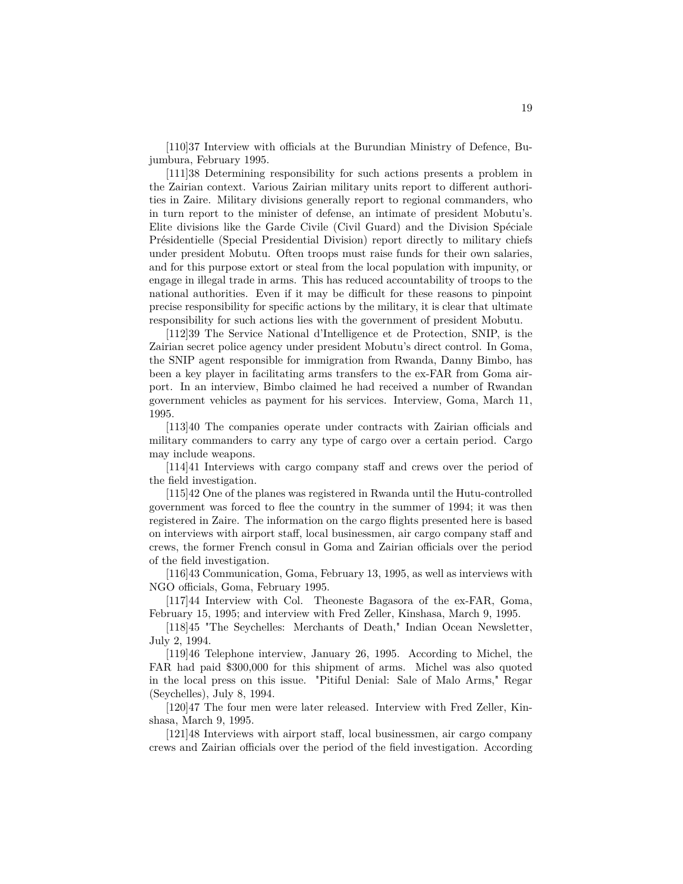[110]37 Interview with officials at the Burundian Ministry of Defence, Bujumbura, February 1995.

[111]38 Determining responsibility for such actions presents a problem in the Zairian context. Various Zairian military units report to different authorities in Zaire. Military divisions generally report to regional commanders, who in turn report to the minister of defense, an intimate of president Mobutu's. Elite divisions like the Garde Civile (Civil Guard) and the Division Spéciale Présidentielle (Special Presidential Division) report directly to military chiefs under president Mobutu. Often troops must raise funds for their own salaries, and for this purpose extort or steal from the local population with impunity, or engage in illegal trade in arms. This has reduced accountability of troops to the national authorities. Even if it may be difficult for these reasons to pinpoint precise responsibility for specific actions by the military, it is clear that ultimate responsibility for such actions lies with the government of president Mobutu.

[112]39 The Service National d'Intelligence et de Protection, SNIP, is the Zairian secret police agency under president Mobutu's direct control. In Goma, the SNIP agent responsible for immigration from Rwanda, Danny Bimbo, has been a key player in facilitating arms transfers to the ex-FAR from Goma airport. In an interview, Bimbo claimed he had received a number of Rwandan government vehicles as payment for his services. Interview, Goma, March 11, 1995.

[113]40 The companies operate under contracts with Zairian officials and military commanders to carry any type of cargo over a certain period. Cargo may include weapons.

[114]41 Interviews with cargo company staff and crews over the period of the field investigation.

[115]42 One of the planes was registered in Rwanda until the Hutu-controlled government was forced to flee the country in the summer of 1994; it was then registered in Zaire. The information on the cargo flights presented here is based on interviews with airport staff, local businessmen, air cargo company staff and crews, the former French consul in Goma and Zairian officials over the period of the field investigation.

[116]43 Communication, Goma, February 13, 1995, as well as interviews with NGO officials, Goma, February 1995.

[117]44 Interview with Col. Theoneste Bagasora of the ex-FAR, Goma, February 15, 1995; and interview with Fred Zeller, Kinshasa, March 9, 1995.

[118]45 "The Seychelles: Merchants of Death," Indian Ocean Newsletter, July 2, 1994.

[119]46 Telephone interview, January 26, 1995. According to Michel, the FAR had paid $300,000 for this shipment of arms. Michel was also quoted in the local press on this issue. "Pitiful Denial: Sale of Malo Arms," Regar (Seychelles), July 8, 1994.

[120]47 The four men were later released. Interview with Fred Zeller, Kinshasa, March 9, 1995.

[121]48 Interviews with airport staff, local businessmen, air cargo company crews and Zairian officials over the period of the field investigation. According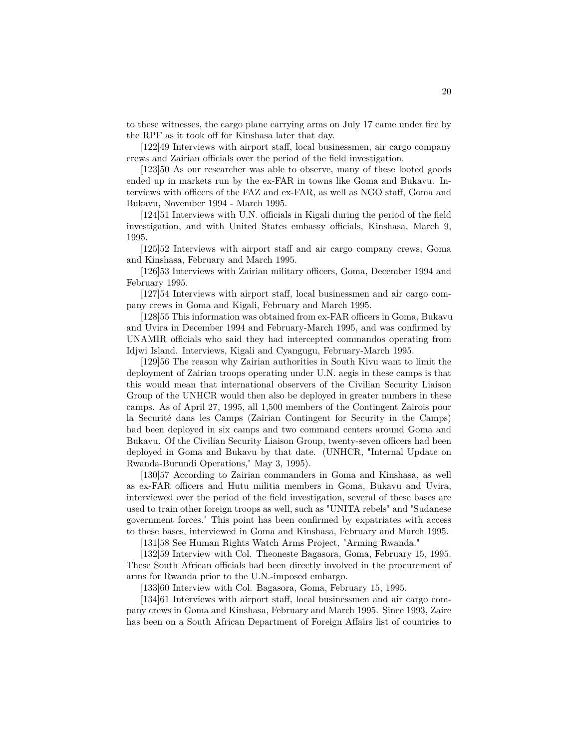to these witnesses, the cargo plane carrying arms on July 17 came under fire by the RPF as it took off for Kinshasa later that day.

[122]49 Interviews with airport staff, local businessmen, air cargo company crews and Zairian officials over the period of the field investigation.

[123]50 As our researcher was able to observe, many of these looted goods ended up in markets run by the ex-FAR in towns like Goma and Bukavu. Interviews with officers of the FAZ and ex-FAR, as well as NGO staff, Goma and Bukavu, November 1994 - March 1995.

[124]51 Interviews with U.N. officials in Kigali during the period of the field investigation, and with United States embassy officials, Kinshasa, March 9, 1995.

[125]52 Interviews with airport staff and air cargo company crews, Goma and Kinshasa, February and March 1995.

[126]53 Interviews with Zairian military officers, Goma, December 1994 and February 1995.

[127]54 Interviews with airport staff, local businessmen and air cargo company crews in Goma and Kigali, February and March 1995.

[128]55 This information was obtained from ex-FAR officers in Goma, Bukavu and Uvira in December 1994 and February-March 1995, and was confirmed by UNAMIR officials who said they had intercepted commandos operating from Idjwi Island. Interviews, Kigali and Cyangugu, February-March 1995.

[129]56 The reason why Zairian authorities in South Kivu want to limit the deployment of Zairian troops operating under U.N. aegis in these camps is that this would mean that international observers of the Civilian Security Liaison Group of the UNHCR would then also be deployed in greater numbers in these camps. As of April 27, 1995, all 1,500 members of the Contingent Zairois pour la Securité dans les Camps (Zairian Contingent for Security in the Camps) had been deployed in six camps and two command centers around Goma and Bukavu. Of the Civilian Security Liaison Group, twenty-seven officers had been deployed in Goma and Bukavu by that date. (UNHCR, "Internal Update on Rwanda-Burundi Operations," May 3, 1995).

[130]57 According to Zairian commanders in Goma and Kinshasa, as well as ex-FAR officers and Hutu militia members in Goma, Bukavu and Uvira, interviewed over the period of the field investigation, several of these bases are used to train other foreign troops as well, such as "UNITA rebels" and "Sudanese government forces." This point has been confirmed by expatriates with access to these bases, interviewed in Goma and Kinshasa, February and March 1995.

[131]58 See Human Rights Watch Arms Project, "Arming Rwanda."

[132]59 Interview with Col. Theoneste Bagasora, Goma, February 15, 1995. These South African officials had been directly involved in the procurement of arms for Rwanda prior to the U.N.-imposed embargo.

[133]60 Interview with Col. Bagasora, Goma, February 15, 1995.

[134]61 Interviews with airport staff, local businessmen and air cargo company crews in Goma and Kinshasa, February and March 1995. Since 1993, Zaire has been on a South African Department of Foreign Affairs list of countries to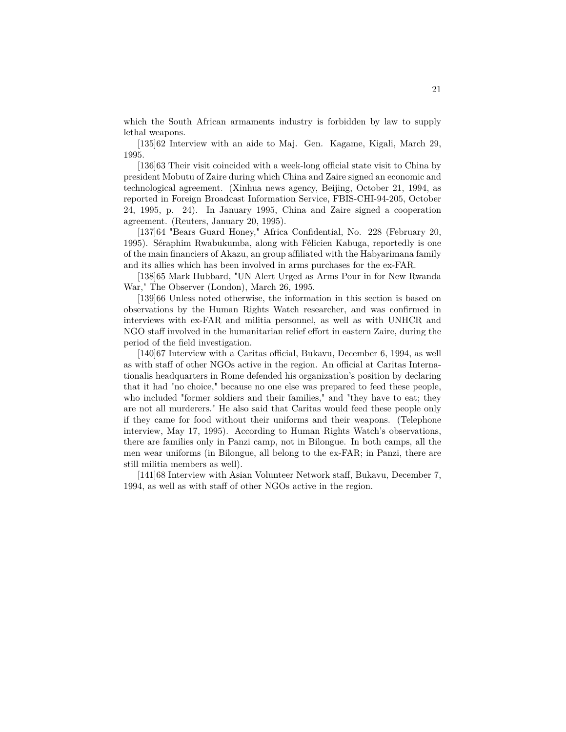which the South African armaments industry is forbidden by law to supply lethal weapons.

[135]62 Interview with an aide to Maj. Gen. Kagame, Kigali, March 29, 1995.

[136]63 Their visit coincided with a week-long official state visit to China by president Mobutu of Zaire during which China and Zaire signed an economic and technological agreement. (Xinhua news agency, Beijing, October 21, 1994, as reported in Foreign Broadcast Information Service, FBIS-CHI-94-205, October 24, 1995, p. 24). In January 1995, China and Zaire signed a cooperation agreement. (Reuters, January 20, 1995).

[137]64 "Bears Guard Honey," Africa Confidential, No. 228 (February 20, 1995). Séraphim Rwabukumba, along with Félicien Kabuga, reportedly is one of the main financiers of Akazu, an group affiliated with the Habyarimana family and its allies which has been involved in arms purchases for the ex-FAR.

[138]65 Mark Hubbard, "UN Alert Urged as Arms Pour in for New Rwanda War," The Observer (London), March 26, 1995.

[139]66 Unless noted otherwise, the information in this section is based on observations by the Human Rights Watch researcher, and was confirmed in interviews with ex-FAR and militia personnel, as well as with UNHCR and NGO staff involved in the humanitarian relief effort in eastern Zaire, during the period of the field investigation.

[140]67 Interview with a Caritas official, Bukavu, December 6, 1994, as well as with staff of other NGOs active in the region. An official at Caritas Internationalis headquarters in Rome defended his organization's position by declaring that it had "no choice," because no one else was prepared to feed these people, who included "former soldiers and their families," and "they have to eat; they are not all murderers." He also said that Caritas would feed these people only if they came for food without their uniforms and their weapons. (Telephone interview, May 17, 1995). According to Human Rights Watch's observations, there are families only in Panzi camp, not in Bilongue. In both camps, all the men wear uniforms (in Bilongue, all belong to the ex-FAR; in Panzi, there are still militia members as well).

[141]68 Interview with Asian Volunteer Network staff, Bukavu, December 7, 1994, as well as with staff of other NGOs active in the region.